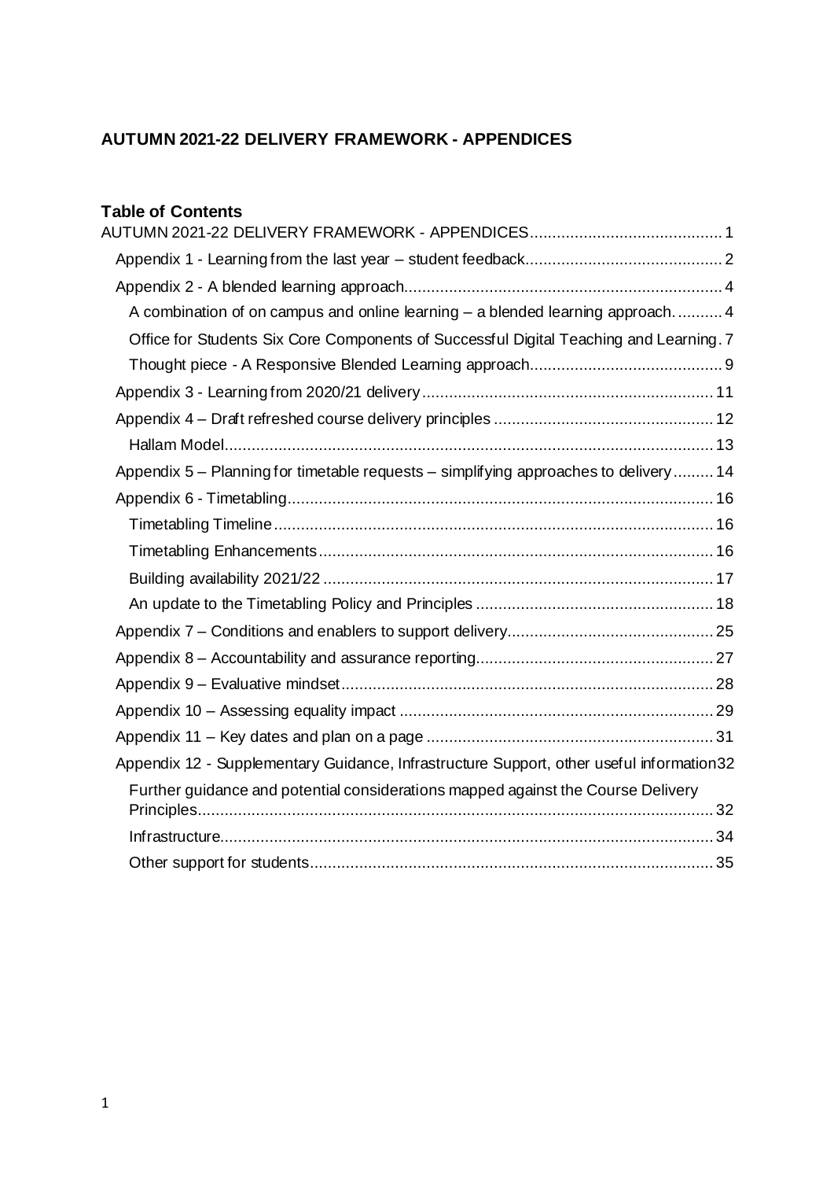# AUTUMN 2021-22 DELIVERY FRAMEWORK - APPENDICES

## Table of Contents

AUTUMN 2021-22 DELIVERY FRAMEWORK - APPENDICES .......... 1

- Appendix 1 - Learning from the last year – student feedback .......... 2
- Appendix 2 - A blended learning approach .......... 4
  - A combination of on campus and online learning – a blended learning approach. .......... 4
  - Office for Students Six Core Components of Successful Digital Teaching and Learning. 7
  - Thought piece - A Responsive Blended Learning approach .......... 9
- Appendix 3 - Learning from 2020/21 delivery .......... 11
- Appendix 4 – Draft refreshed course delivery principles .......... 12
  - Hallam Model .......... 13
- Appendix 5 – Planning for timetable requests – simplifying approaches to delivery .......... 14
- Appendix 6 - Timetabling .......... 16
  - Timetabling Timeline .......... 16
  - Timetabling Enhancements .......... 16
  - Building availability 2021/22 .......... 17
  - An update to the Timetabling Policy and Principles .......... 18
- Appendix 7 – Conditions and enablers to support delivery .......... 25
- Appendix 8 – Accountability and assurance reporting .......... 27
- Appendix 9 – Evaluative mindset .......... 28
- Appendix 10 – Assessing equality impact .......... 29
- Appendix 11 – Key dates and plan on a page .......... 31
- Appendix 12 - Supplementary Guidance, Infrastructure Support, other useful information 32
  - Further guidance and potential considerations mapped against the Course Delivery Principles .......... 32
  - Infrastructure .......... 34
  - Other support for students .......... 35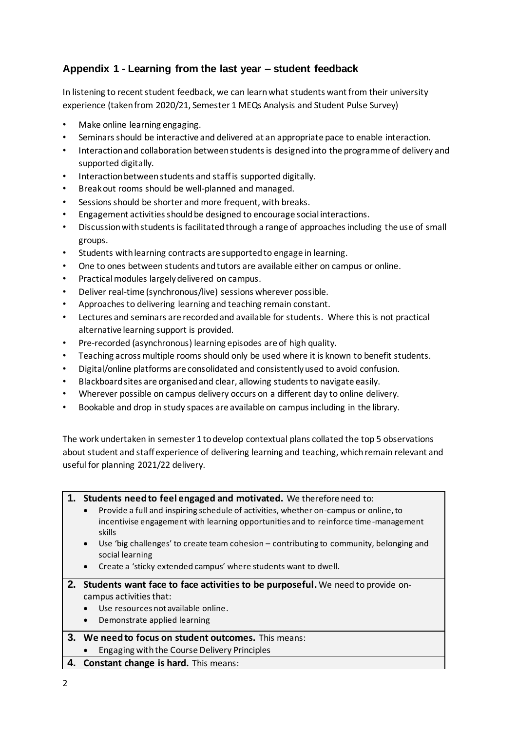## Appendix 1 - Learning from the last year – student feedback

In listening to recent student feedback, we can learn what students want from their university experience (taken from 2020/21, Semester 1 MEQs Analysis and Student Pulse Survey)

- Make online learning engaging.
- Seminars should be interactive and delivered at an appropriate pace to enable interaction.
- Interaction and collaboration between students is designed into the programme of delivery and supported digitally.
- Interaction between students and staff is supported digitally.
- Break out rooms should be well-planned and managed.
- Sessions should be shorter and more frequent, with breaks.
- Engagement activities should be designed to encourage social interactions.
- Discussion with students is facilitated through a range of approaches including the use of small groups.
- Students with learning contracts are supported to engage in learning.
- One to ones between students and tutors are available either on campus or online.
- Practical modules largely delivered on campus.
- Deliver real-time (synchronous/live) sessions wherever possible.
- Approaches to delivering learning and teaching remain constant.
- Lectures and seminars are recorded and available for students. Where this is not practical alternative learning support is provided.
- Pre-recorded (asynchronous) learning episodes are of high quality.
- Teaching across multiple rooms should only be used where it is known to benefit students.
- Digital/online platforms are consolidated and consistently used to avoid confusion.
- Blackboard sites are organised and clear, allowing students to navigate easily.
- Wherever possible on campus delivery occurs on a different day to online delivery.
- Bookable and drop in study spaces are available on campus including in the library.

The work undertaken in semester 1 to develop contextual plans collated the top 5 observations about student and staff experience of delivering learning and teaching, which remain relevant and useful for planning 2021/22 delivery.

1. **Students need to feel engaged and motivated.** We therefore need to:
   - Provide a full and inspiring schedule of activities, whether on-campus or online, to incentivise engagement with learning opportunities and to reinforce time-management skills
   - Use 'big challenges' to create team cohesion – contributing to community, belonging and social learning
   - Create a 'sticky extended campus' where students want to dwell.
2. **Students want face to face activities to be purposeful.** We need to provide on-campus activities that:
   - Use resources not available online.
   - Demonstrate applied learning
3. **We need to focus on student outcomes.** This means:
   - Engaging with the Course Delivery Principles
4. **Constant change is hard.** This means: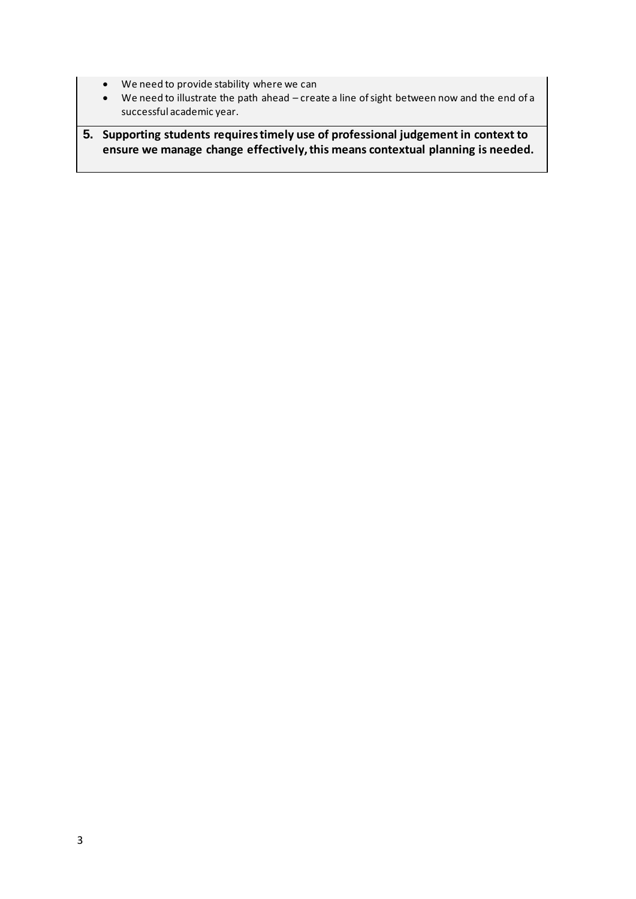- We need to provide stability where we can
- We need to illustrate the path ahead – create a line of sight between now and the end of a successful academic year.

**5. Supporting students requires timely use of professional judgement in context to ensure we manage change effectively, this means contextual planning is needed.**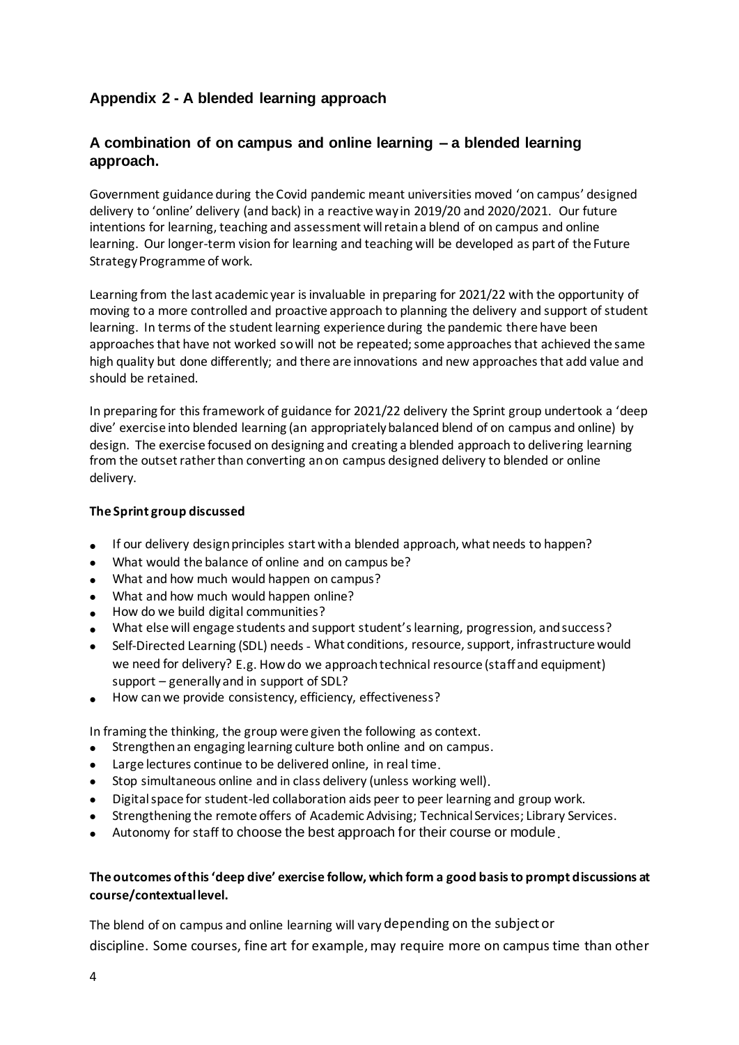## Appendix 2 - A blended learning approach

### A combination of on campus and online learning – a blended learning approach.

Government guidance during the Covid pandemic meant universities moved 'on campus' designed delivery to 'online' delivery (and back) in a reactive way in 2019/20 and 2020/2021. Our future intentions for learning, teaching and assessment will retain a blend of on campus and online learning. Our longer-term vision for learning and teaching will be developed as part of the Future Strategy Programme of work.

Learning from the last academic year is invaluable in preparing for 2021/22 with the opportunity of moving to a more controlled and proactive approach to planning the delivery and support of student learning. In terms of the student learning experience during the pandemic there have been approaches that have not worked so will not be repeated; some approaches that achieved the same high quality but done differently; and there are innovations and new approaches that add value and should be retained.

In preparing for this framework of guidance for 2021/22 delivery the Sprint group undertook a 'deep dive' exercise into blended learning (an appropriately balanced blend of on campus and online) by design. The exercise focused on designing and creating a blended approach to delivering learning from the outset rather than converting an on campus designed delivery to blended or online delivery.

**The Sprint group discussed**

- If our delivery design principles start with a blended approach, what needs to happen?
- What would the balance of online and on campus be?
- What and how much would happen on campus?
- What and how much would happen online?
- How do we build digital communities?
- What else will engage students and support student's learning, progression, and success?
- Self-Directed Learning (SDL) needs - What conditions, resource, support, infrastructure would we need for delivery? E.g. How do we approach technical resource (staff and equipment) support – generally and in support of SDL?
- How can we provide consistency, efficiency, effectiveness?

In framing the thinking, the group were given the following as context.

- Strengthen an engaging learning culture both online and on campus.
- Large lectures continue to be delivered online, in real time.
- Stop simultaneous online and in class delivery (unless working well).
- Digital space for student-led collaboration aids peer to peer learning and group work.
- Strengthening the remote offers of Academic Advising; Technical Services; Library Services.
- Autonomy for staff to choose the best approach for their course or module.

**The outcomes of this 'deep dive' exercise follow, which form a good basis to prompt discussions at course/contextual level.**

The blend of on campus and online learning will vary depending on the subject or discipline. Some courses, fine art for example, may require more on campus time than other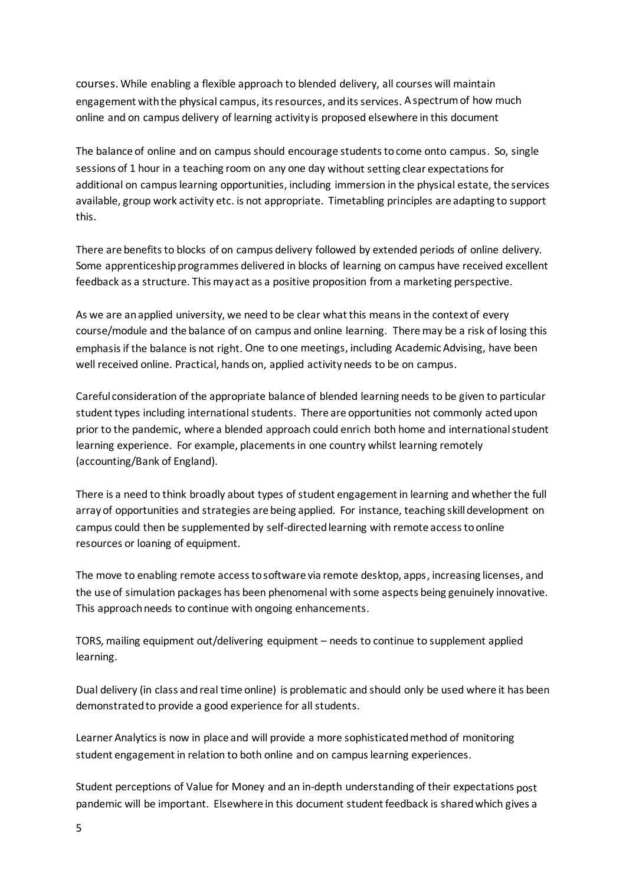courses. While enabling a flexible approach to blended delivery, all courses will maintain engagement with the physical campus, its resources, and its services. A spectrum of how much online and on campus delivery of learning activity is proposed elsewhere in this document

The balance of online and on campus should encourage students to come onto campus. So, single sessions of 1 hour in a teaching room on any one day without setting clear expectations for additional on campus learning opportunities, including immersion in the physical estate, the services available, group work activity etc. is not appropriate. Timetabling principles are adapting to support this.

There are benefits to blocks of on campus delivery followed by extended periods of online delivery. Some apprenticeship programmes delivered in blocks of learning on campus have received excellent feedback as a structure. This may act as a positive proposition from a marketing perspective.

As we are an applied university, we need to be clear what this means in the context of every course/module and the balance of on campus and online learning. There may be a risk of losing this emphasis if the balance is not right. One to one meetings, including Academic Advising, have been well received online. Practical, hands on, applied activity needs to be on campus.

Careful consideration of the appropriate balance of blended learning needs to be given to particular student types including international students. There are opportunities not commonly acted upon prior to the pandemic, where a blended approach could enrich both home and international student learning experience. For example, placements in one country whilst learning remotely (accounting/Bank of England).

There is a need to think broadly about types of student engagement in learning and whether the full array of opportunities and strategies are being applied. For instance, teaching skill development on campus could then be supplemented by self-directed learning with remote access to online resources or loaning of equipment.

The move to enabling remote access to software via remote desktop, apps, increasing licenses, and the use of simulation packages has been phenomenal with some aspects being genuinely innovative. This approach needs to continue with ongoing enhancements.

TORS, mailing equipment out/delivering equipment – needs to continue to supplement applied learning.

Dual delivery (in class and real time online) is problematic and should only be used where it has been demonstrated to provide a good experience for all students.

Learner Analytics is now in place and will provide a more sophisticated method of monitoring student engagement in relation to both online and on campus learning experiences.

Student perceptions of Value for Money and an in-depth understanding of their expectations post pandemic will be important. Elsewhere in this document student feedback is shared which gives a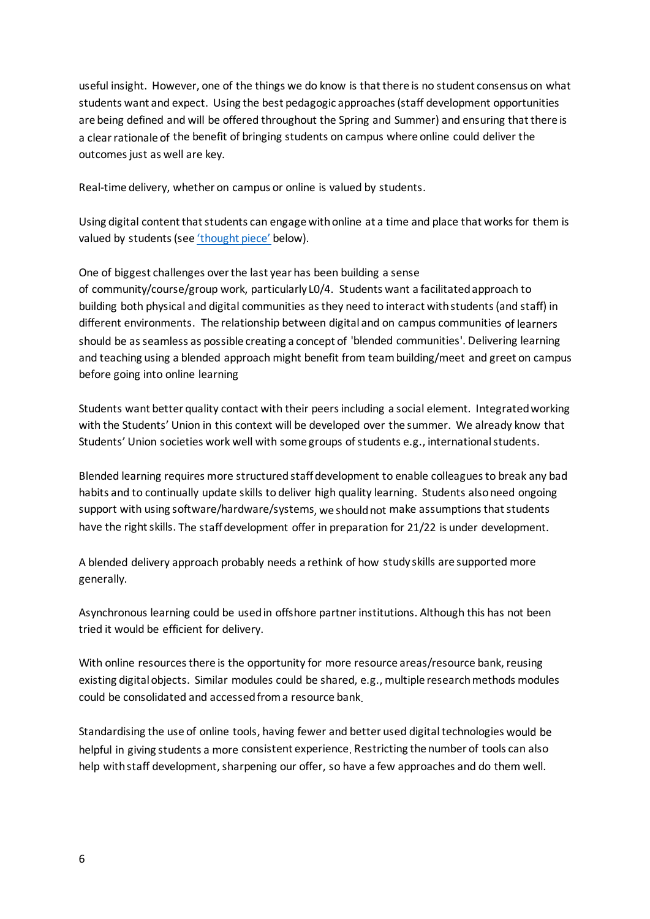useful insight. However, one of the things we do know is that there is no student consensus on what students want and expect. Using the best pedagogic approaches (staff development opportunities are being defined and will be offered throughout the Spring and Summer) and ensuring that there is a clear rationale of the benefit of bringing students on campus where online could deliver the outcomes just as well are key.

Real-time delivery, whether on campus or online is valued by students.

Using digital content that students can engage with online at a time and place that works for them is valued by students (see 'thought piece' below).

One of biggest challenges over the last year has been building a sense of community/course/group work, particularly L0/4. Students want a facilitated approach to building both physical and digital communities as they need to interact with students (and staff) in different environments. The relationship between digital and on campus communities of learners should be as seamless as possible creating a concept of 'blended communities'. Delivering learning and teaching using a blended approach might benefit from team building/meet and greet on campus before going into online learning

Students want better quality contact with their peers including a social element. Integrated working with the Students' Union in this context will be developed over the summer. We already know that Students' Union societies work well with some groups of students e.g., international students.

Blended learning requires more structured staff development to enable colleagues to break any bad habits and to continually update skills to deliver high quality learning. Students also need ongoing support with using software/hardware/systems, we should not make assumptions that students have the right skills. The staff development offer in preparation for 21/22 is under development.

A blended delivery approach probably needs a rethink of how study skills are supported more generally.

Asynchronous learning could be used in offshore partner institutions. Although this has not been tried it would be efficient for delivery.

With online resources there is the opportunity for more resource areas/resource bank, reusing existing digital objects. Similar modules could be shared, e.g., multiple research methods modules could be consolidated and accessed from a resource bank.

Standardising the use of online tools, having fewer and better used digital technologies would be helpful in giving students a more consistent experience. Restricting the number of tools can also help with staff development, sharpening our offer, so have a few approaches and do them well.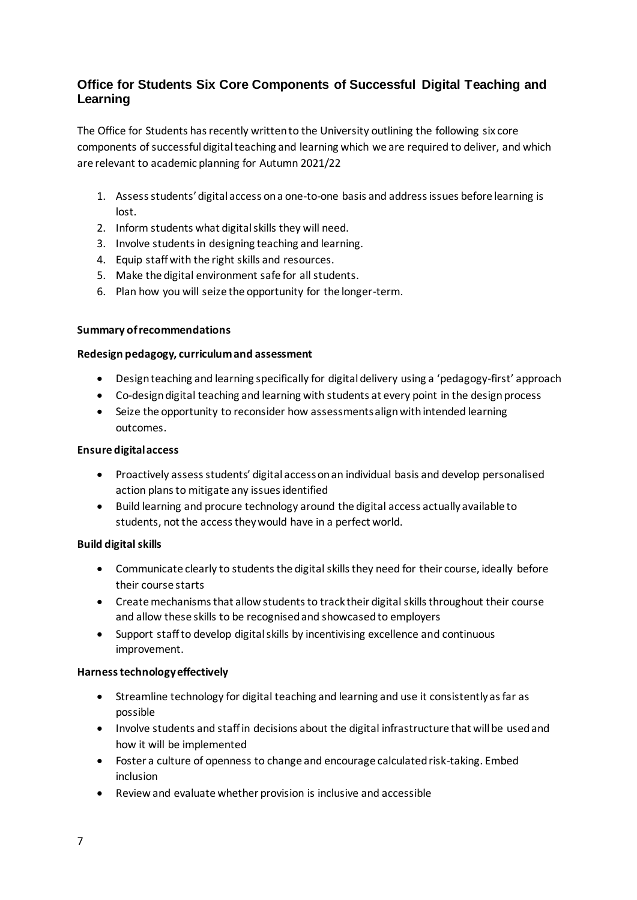## Office for Students Six Core Components of Successful Digital Teaching and Learning

The Office for Students has recently written to the University outlining the following six core components of successful digital teaching and learning which we are required to deliver, and which are relevant to academic planning for Autumn 2021/22

1. Assess students' digital access on a one-to-one basis and address issues before learning is lost.
2. Inform students what digital skills they will need.
3. Involve students in designing teaching and learning.
4. Equip staff with the right skills and resources.
5. Make the digital environment safe for all students.
6. Plan how you will seize the opportunity for the longer-term.

**Summary of recommendations**

**Redesign pedagogy, curriculum and assessment**

- Design teaching and learning specifically for digital delivery using a 'pedagogy-first' approach
- Co-design digital teaching and learning with students at every point in the design process
- Seize the opportunity to reconsider how assessments align with intended learning outcomes.

**Ensure digital access**

- Proactively assess students' digital access on an individual basis and develop personalised action plans to mitigate any issues identified
- Build learning and procure technology around the digital access actually available to students, not the access they would have in a perfect world.

**Build digital skills**

- Communicate clearly to students the digital skills they need for their course, ideally before their course starts
- Create mechanisms that allow students to track their digital skills throughout their course and allow these skills to be recognised and showcased to employers
- Support staff to develop digital skills by incentivising excellence and continuous improvement.

**Harness technology effectively**

- Streamline technology for digital teaching and learning and use it consistently as far as possible
- Involve students and staff in decisions about the digital infrastructure that will be used and how it will be implemented
- Foster a culture of openness to change and encourage calculated risk-taking. Embed inclusion
- Review and evaluate whether provision is inclusive and accessible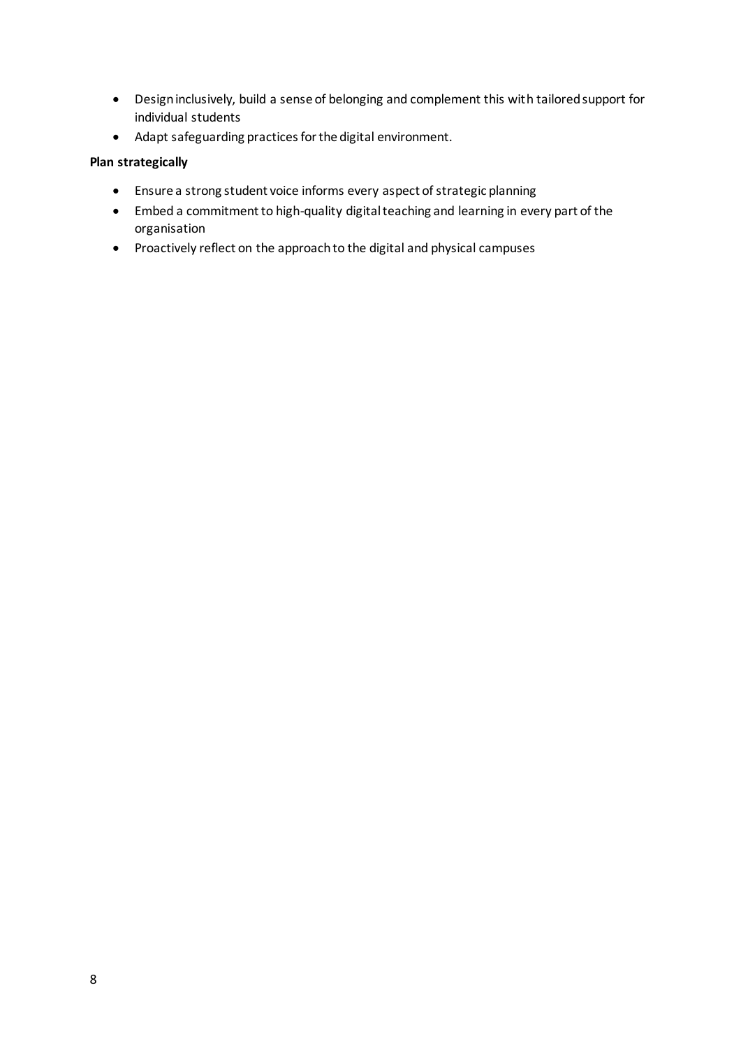- Design inclusively, build a sense of belonging and complement this with tailored support for individual students
- Adapt safeguarding practices for the digital environment.

**Plan strategically**

- Ensure a strong student voice informs every aspect of strategic planning
- Embed a commitment to high-quality digital teaching and learning in every part of the organisation
- Proactively reflect on the approach to the digital and physical campuses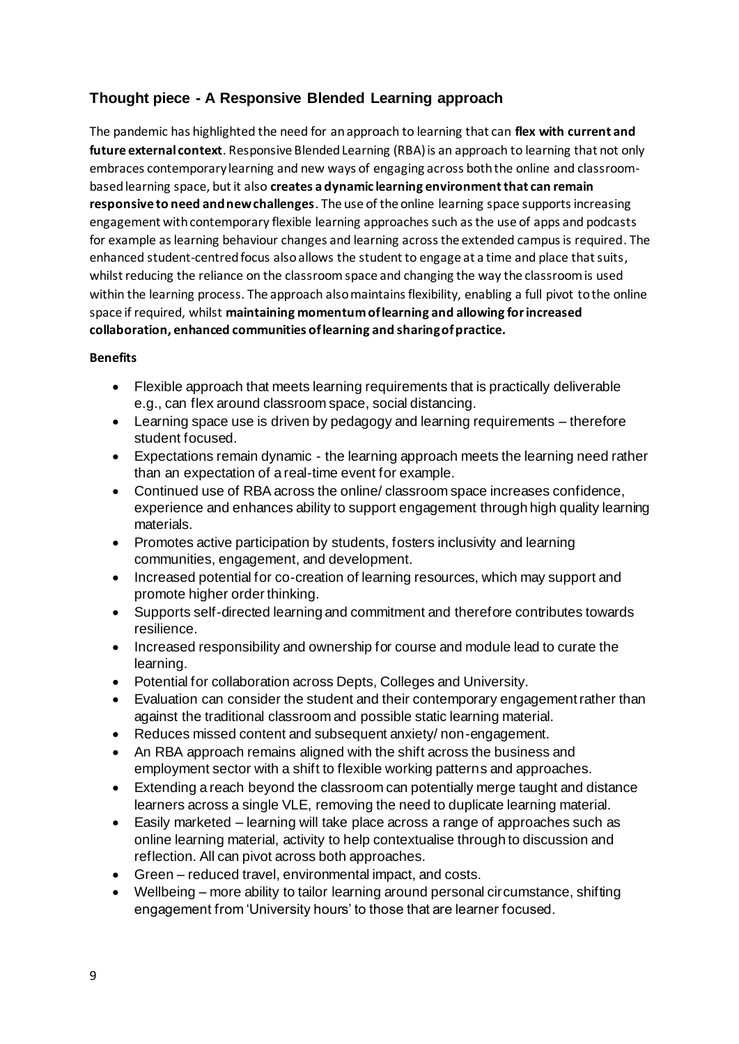## Thought piece - A Responsive Blended Learning approach

The pandemic has highlighted the need for an approach to learning that can **flex with current and future external context**. Responsive Blended Learning (RBA) is an approach to learning that not only embraces contemporary learning and new ways of engaging across both the online and classroom-based learning space, but it also **creates a dynamic learning environment that can remain responsive to need and new challenges**. The use of the online learning space supports increasing engagement with contemporary flexible learning approaches such as the use of apps and podcasts for example as learning behaviour changes and learning across the extended campus is required. The enhanced student-centred focus also allows the student to engage at a time and place that suits, whilst reducing the reliance on the classroom space and changing the way the classroom is used within the learning process. The approach also maintains flexibility, enabling a full pivot to the online space if required, whilst **maintaining momentum of learning and allowing for increased collaboration, enhanced communities of learning and sharing of practice.**

**Benefits**

- Flexible approach that meets learning requirements that is practically deliverable e.g., can flex around classroom space, social distancing.
- Learning space use is driven by pedagogy and learning requirements – therefore student focused.
- Expectations remain dynamic - the learning approach meets the learning need rather than an expectation of a real-time event for example.
- Continued use of RBA across the online/ classroom space increases confidence, experience and enhances ability to support engagement through high quality learning materials.
- Promotes active participation by students, fosters inclusivity and learning communities, engagement, and development.
- Increased potential for co-creation of learning resources, which may support and promote higher order thinking.
- Supports self-directed learning and commitment and therefore contributes towards resilience.
- Increased responsibility and ownership for course and module lead to curate the learning.
- Potential for collaboration across Depts, Colleges and University.
- Evaluation can consider the student and their contemporary engagement rather than against the traditional classroom and possible static learning material.
- Reduces missed content and subsequent anxiety/ non-engagement.
- An RBA approach remains aligned with the shift across the business and employment sector with a shift to flexible working patterns and approaches.
- Extending a reach beyond the classroom can potentially merge taught and distance learners across a single VLE, removing the need to duplicate learning material.
- Easily marketed – learning will take place across a range of approaches such as online learning material, activity to help contextualise through to discussion and reflection. All can pivot across both approaches.
- Green – reduced travel, environmental impact, and costs.
- Wellbeing – more ability to tailor learning around personal circumstance, shifting engagement from 'University hours' to those that are learner focused.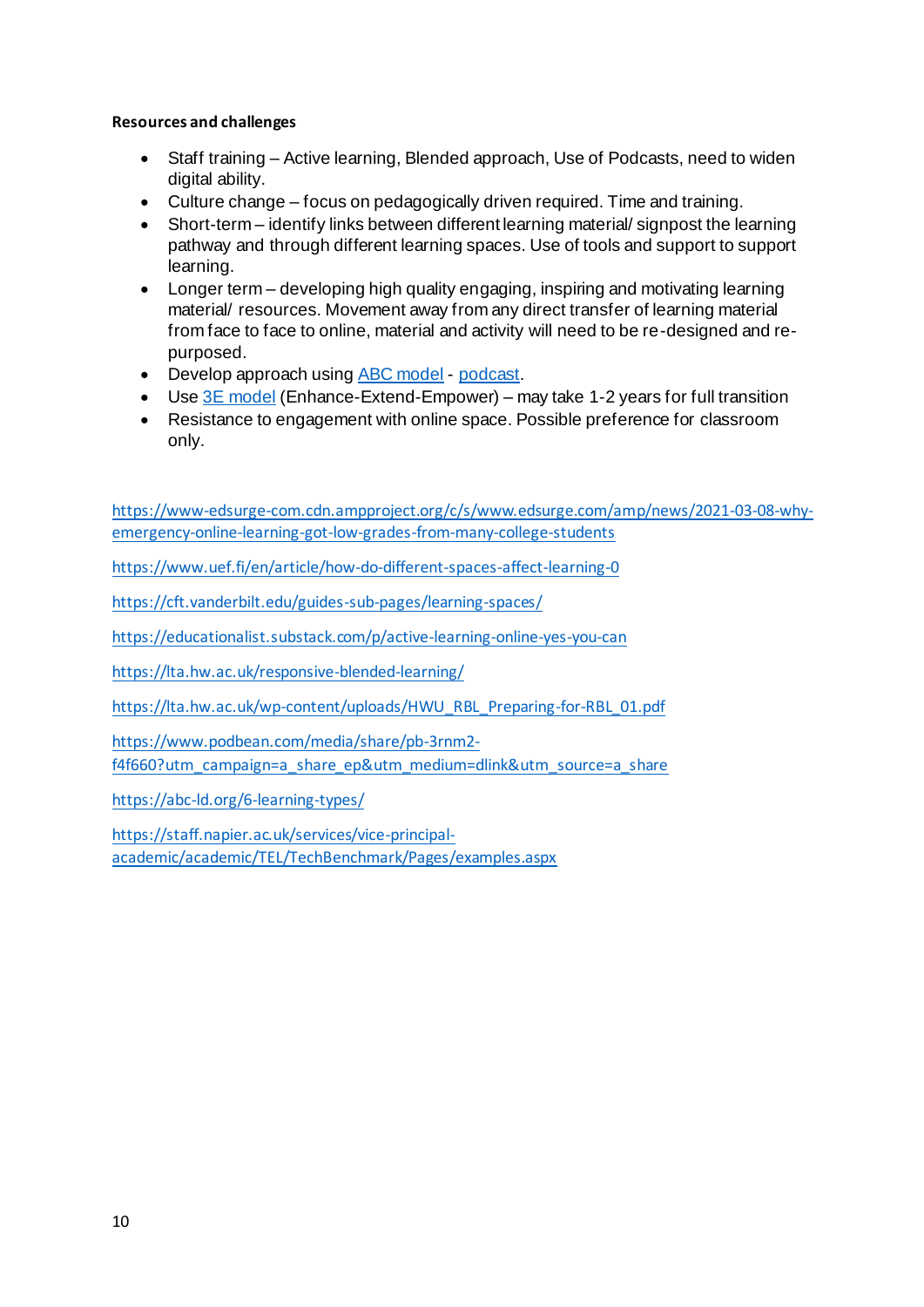**Resources and challenges**

- Staff training – Active learning, Blended approach, Use of Podcasts, need to widen digital ability.
- Culture change – focus on pedagogically driven required. Time and training.
- Short-term – identify links between different learning material/ signpost the learning pathway and through different learning spaces. Use of tools and support to support learning.
- Longer term – developing high quality engaging, inspiring and motivating learning material/ resources. Movement away from any direct transfer of learning material from face to face to online, material and activity will need to be re-designed and re-purposed.
- Develop approach using ABC model - podcast.
- Use 3E model (Enhance-Extend-Empower) – may take 1-2 years for full transition
- Resistance to engagement with online space. Possible preference for classroom only.

https://www-edsurge-com.cdn.ampproject.org/c/s/www.edsurge.com/amp/news/2021-03-08-why-emergency-online-learning-got-low-grades-from-many-college-students

https://www.uef.fi/en/article/how-do-different-spaces-affect-learning-0

https://cft.vanderbilt.edu/guides-sub-pages/learning-spaces/

https://educationalist.substack.com/p/active-learning-online-yes-you-can

https://lta.hw.ac.uk/responsive-blended-learning/

https://lta.hw.ac.uk/wp-content/uploads/HWU_RBL_Preparing-for-RBL_01.pdf

https://www.podbean.com/media/share/pb-3rnm2-f4f660?utm_campaign=a_share_ep&utm_medium=dlink&utm_source=a_share

https://abc-ld.org/6-learning-types/

https://staff.napier.ac.uk/services/vice-principal-academic/academic/TEL/TechBenchmark/Pages/examples.aspx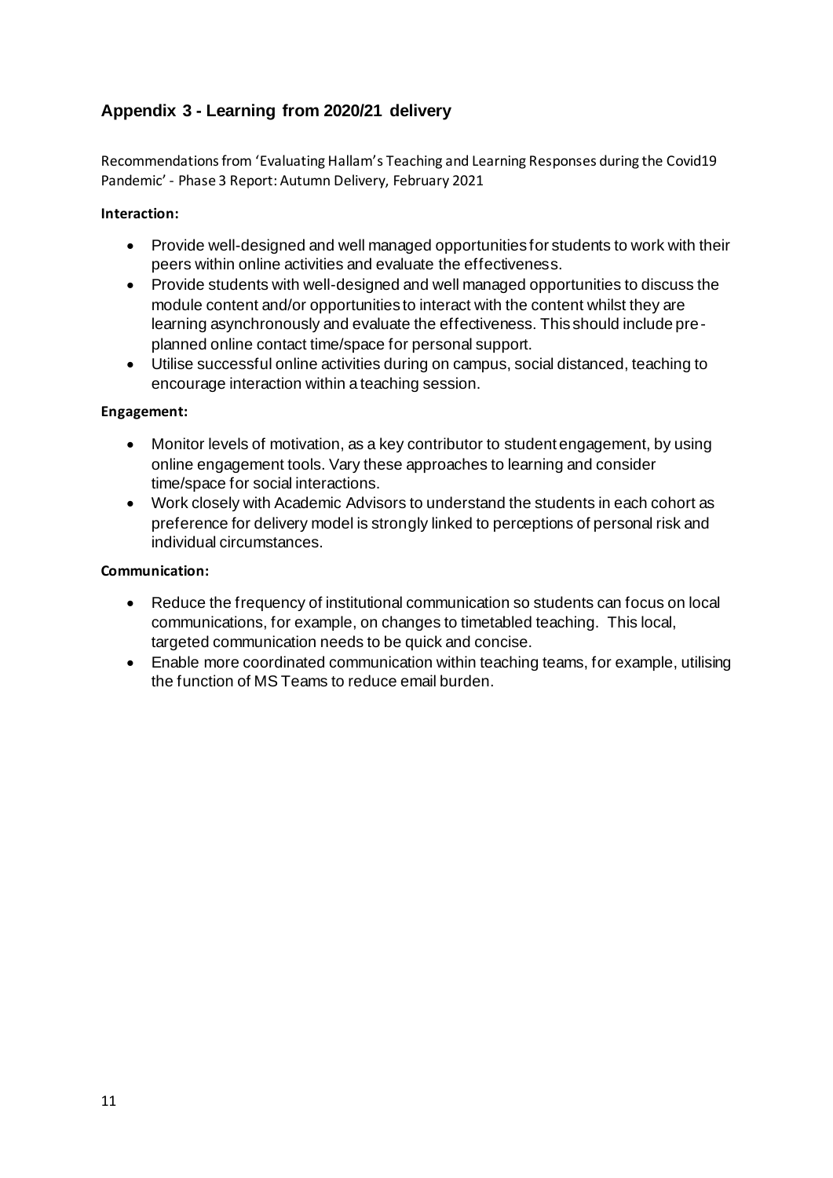## Appendix 3 - Learning from 2020/21 delivery

Recommendations from 'Evaluating Hallam's Teaching and Learning Responses during the Covid19 Pandemic' - Phase 3 Report: Autumn Delivery, February 2021

**Interaction:**

- Provide well-designed and well managed opportunities for students to work with their peers within online activities and evaluate the effectiveness.
- Provide students with well-designed and well managed opportunities to discuss the module content and/or opportunities to interact with the content whilst they are learning asynchronously and evaluate the effectiveness. This should include pre-planned online contact time/space for personal support.
- Utilise successful online activities during on campus, social distanced, teaching to encourage interaction within a teaching session.

**Engagement:**

- Monitor levels of motivation, as a key contributor to student engagement, by using online engagement tools. Vary these approaches to learning and consider time/space for social interactions.
- Work closely with Academic Advisors to understand the students in each cohort as preference for delivery model is strongly linked to perceptions of personal risk and individual circumstances.

**Communication:**

- Reduce the frequency of institutional communication so students can focus on local communications, for example, on changes to timetabled teaching. This local, targeted communication needs to be quick and concise.
- Enable more coordinated communication within teaching teams, for example, utilising the function of MS Teams to reduce email burden.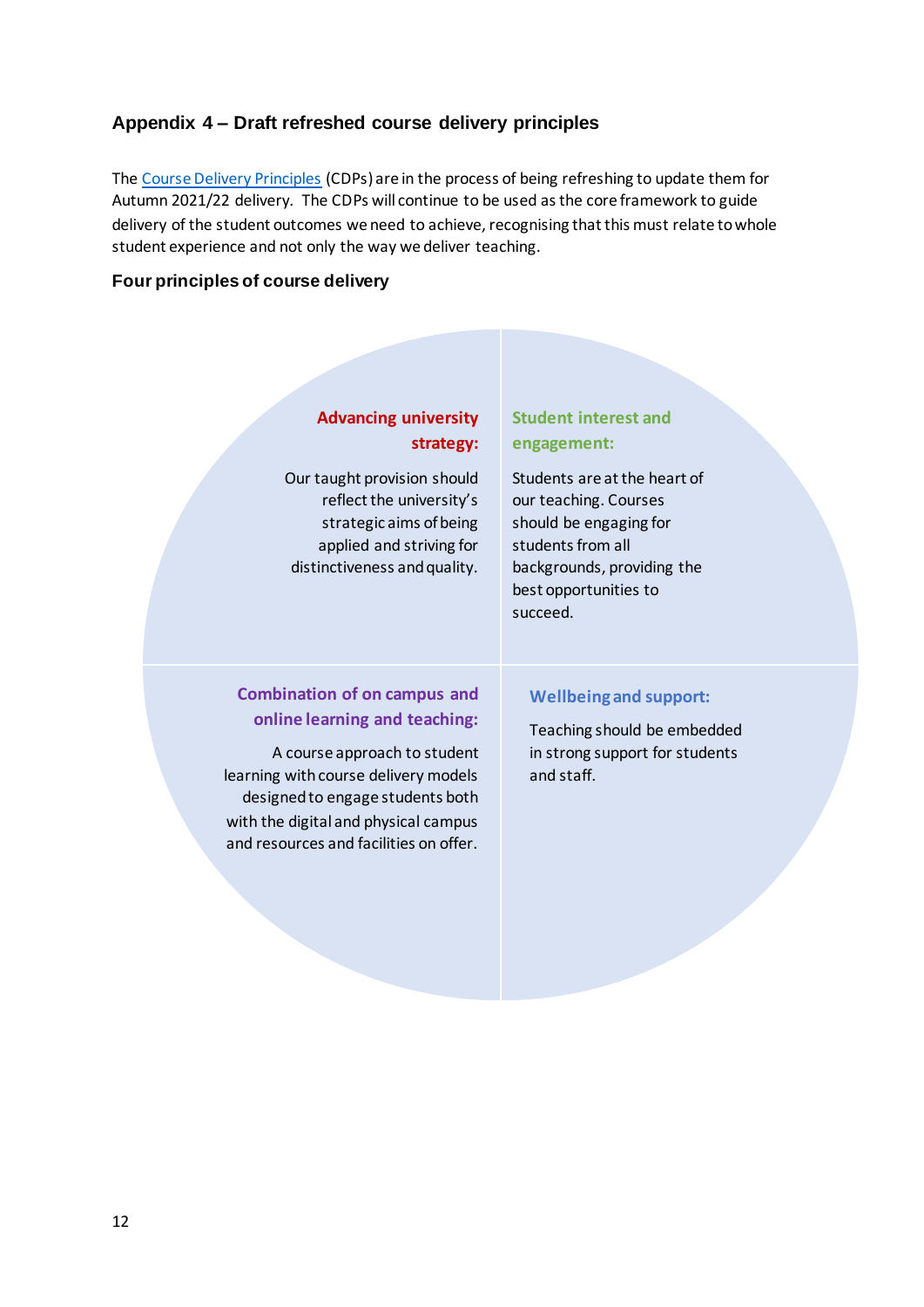## Appendix 4 – Draft refreshed course delivery principles

The Course Delivery Principles (CDPs) are in the process of being refreshing to update them for Autumn 2021/22 delivery. The CDPs will continue to be used as the core framework to guide delivery of the student outcomes we need to achieve, recognising that this must relate to whole student experience and not only the way we deliver teaching.

### Four principles of course delivery

**Advancing university strategy:**

Our taught provision should reflect the university's strategic aims of being applied and striving for distinctiveness and quality.

**Student interest and engagement:**

Students are at the heart of our teaching. Courses should be engaging for students from all backgrounds, providing the best opportunities to succeed.

**Combination of on campus and online learning and teaching:**

A course approach to student learning with course delivery models designed to engage students both with the digital and physical campus and resources and facilities on offer.

**Wellbeing and support:**

Teaching should be embedded in strong support for students and staff.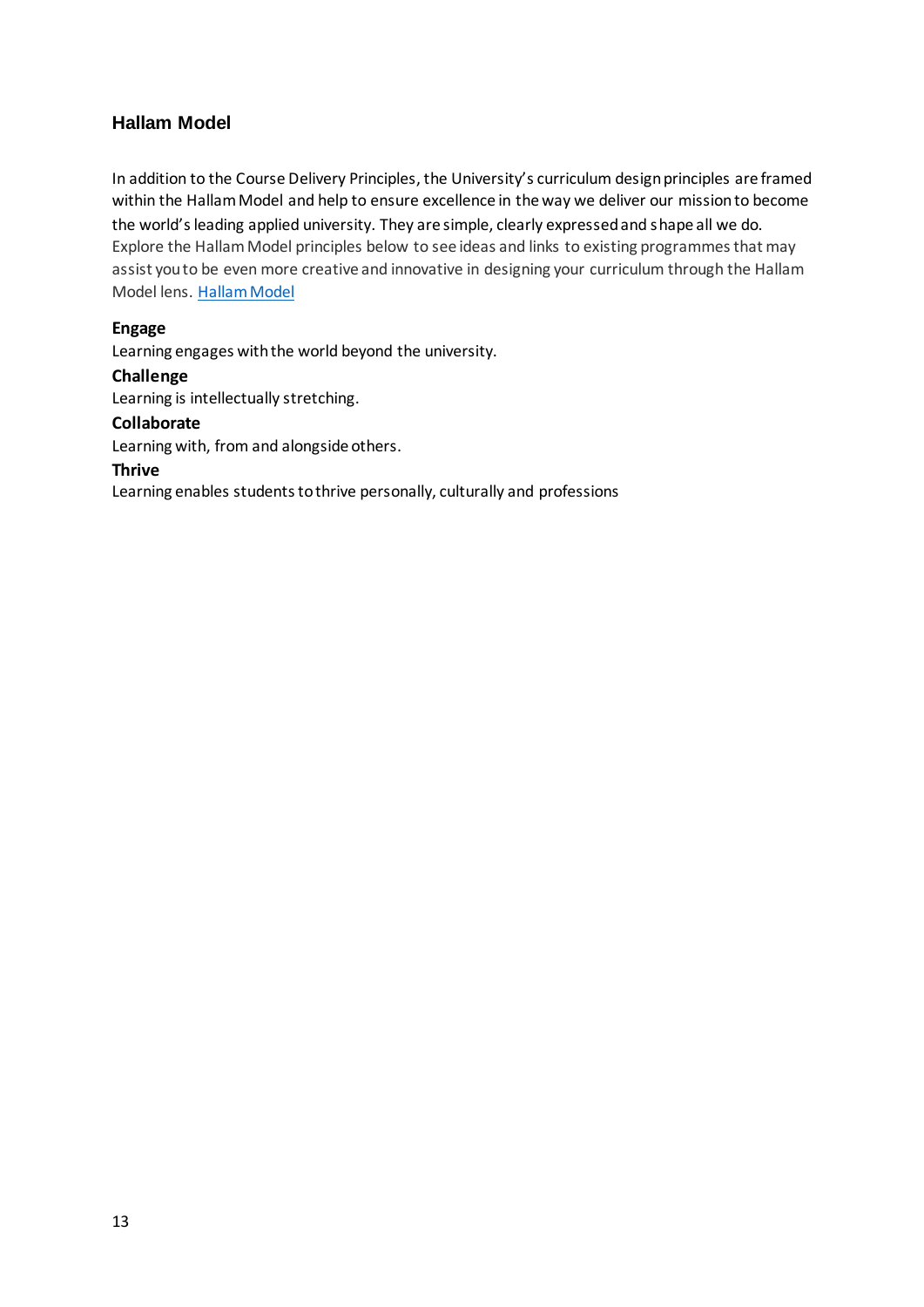## Hallam Model

In addition to the Course Delivery Principles, the University's curriculum design principles are framed within the Hallam Model and help to ensure excellence in the way we deliver our mission to become the world's leading applied university. They are simple, clearly expressed and shape all we do. Explore the Hallam Model principles below to see ideas and links to existing programmes that may assist you to be even more creative and innovative in designing your curriculum through the Hallam Model lens. [Hallam Model]

**Engage**
Learning engages with the world beyond the university.

**Challenge**
Learning is intellectually stretching.

**Collaborate**
Learning with, from and alongside others.

**Thrive**
Learning enables students to thrive personally, culturally and professions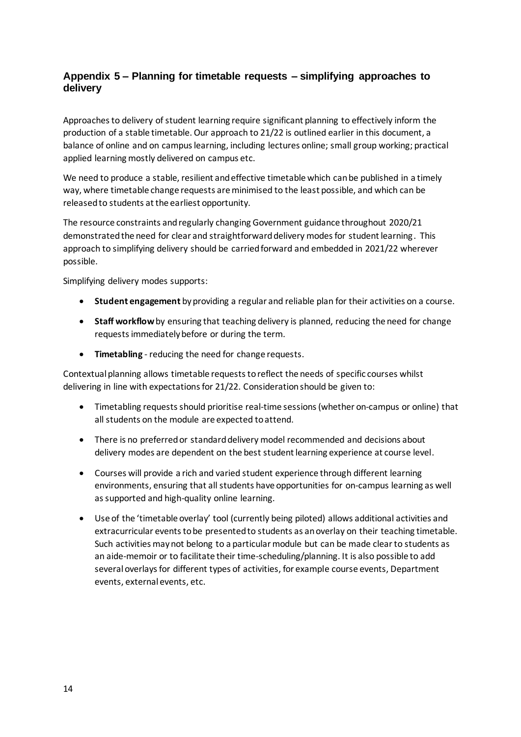## Appendix 5 – Planning for timetable requests – simplifying approaches to delivery

Approaches to delivery of student learning require significant planning to effectively inform the production of a stable timetable. Our approach to 21/22 is outlined earlier in this document, a balance of online and on campus learning, including lectures online; small group working; practical applied learning mostly delivered on campus etc.

We need to produce a stable, resilient and effective timetable which can be published in a timely way, where timetable change requests are minimised to the least possible, and which can be released to students at the earliest opportunity.

The resource constraints and regularly changing Government guidance throughout 2020/21 demonstrated the need for clear and straightforward delivery modes for student learning. This approach to simplifying delivery should be carried forward and embedded in 2021/22 wherever possible.

Simplifying delivery modes supports:

- **Student engagement** by providing a regular and reliable plan for their activities on a course.
- **Staff workflow** by ensuring that teaching delivery is planned, reducing the need for change requests immediately before or during the term.
- **Timetabling** - reducing the need for change requests.

Contextual planning allows timetable requests to reflect the needs of specific courses whilst delivering in line with expectations for 21/22. Consideration should be given to:

- Timetabling requests should prioritise real-time sessions (whether on-campus or online) that all students on the module are expected to attend.
- There is no preferred or standard delivery model recommended and decisions about delivery modes are dependent on the best student learning experience at course level.
- Courses will provide a rich and varied student experience through different learning environments, ensuring that all students have opportunities for on-campus learning as well as supported and high-quality online learning.
- Use of the 'timetable overlay' tool (currently being piloted) allows additional activities and extracurricular events to be presented to students as an overlay on their teaching timetable. Such activities may not belong to a particular module but can be made clear to students as an aide-memoir or to facilitate their time-scheduling/planning. It is also possible to add several overlays for different types of activities, for example course events, Department events, external events, etc.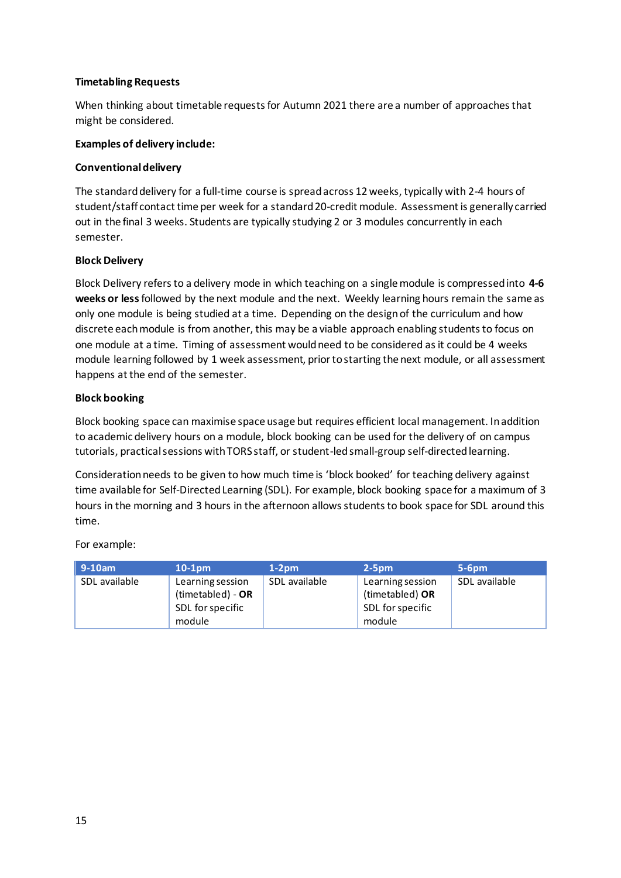**Timetabling Requests**

When thinking about timetable requests for Autumn 2021 there are a number of approaches that might be considered.

**Examples of delivery include:**

**Conventional delivery**

The standard delivery for a full-time course is spread across 12 weeks, typically with 2-4 hours of student/staff contact time per week for a standard 20-credit module. Assessment is generally carried out in the final 3 weeks. Students are typically studying 2 or 3 modules concurrently in each semester.

**Block Delivery**

Block Delivery refers to a delivery mode in which teaching on a single module is compressed into **4-6 weeks or less** followed by the next module and the next. Weekly learning hours remain the same as only one module is being studied at a time. Depending on the design of the curriculum and how discrete each module is from another, this may be a viable approach enabling students to focus on one module at a time. Timing of assessment would need to be considered as it could be 4 weeks module learning followed by 1 week assessment, prior to starting the next module, or all assessment happens at the end of the semester.

**Block booking**

Block booking space can maximise space usage but requires efficient local management. In addition to academic delivery hours on a module, block booking can be used for the delivery of on campus tutorials, practical sessions with TORS staff, or student-led small-group self-directed learning.

Consideration needs to be given to how much time is 'block booked' for teaching delivery against time available for Self-Directed Learning (SDL). For example, block booking space for a maximum of 3 hours in the morning and 3 hours in the afternoon allows students to book space for SDL around this time.

For example:

| 9-10am | 10-1pm | 1-2pm | 2-5pm | 5-6pm |
|---|---|---|---|---|
| SDL available | Learning session (timetabled) - **OR** SDL for specific module | SDL available | Learning session (timetabled) **OR** SDL for specific module | SDL available |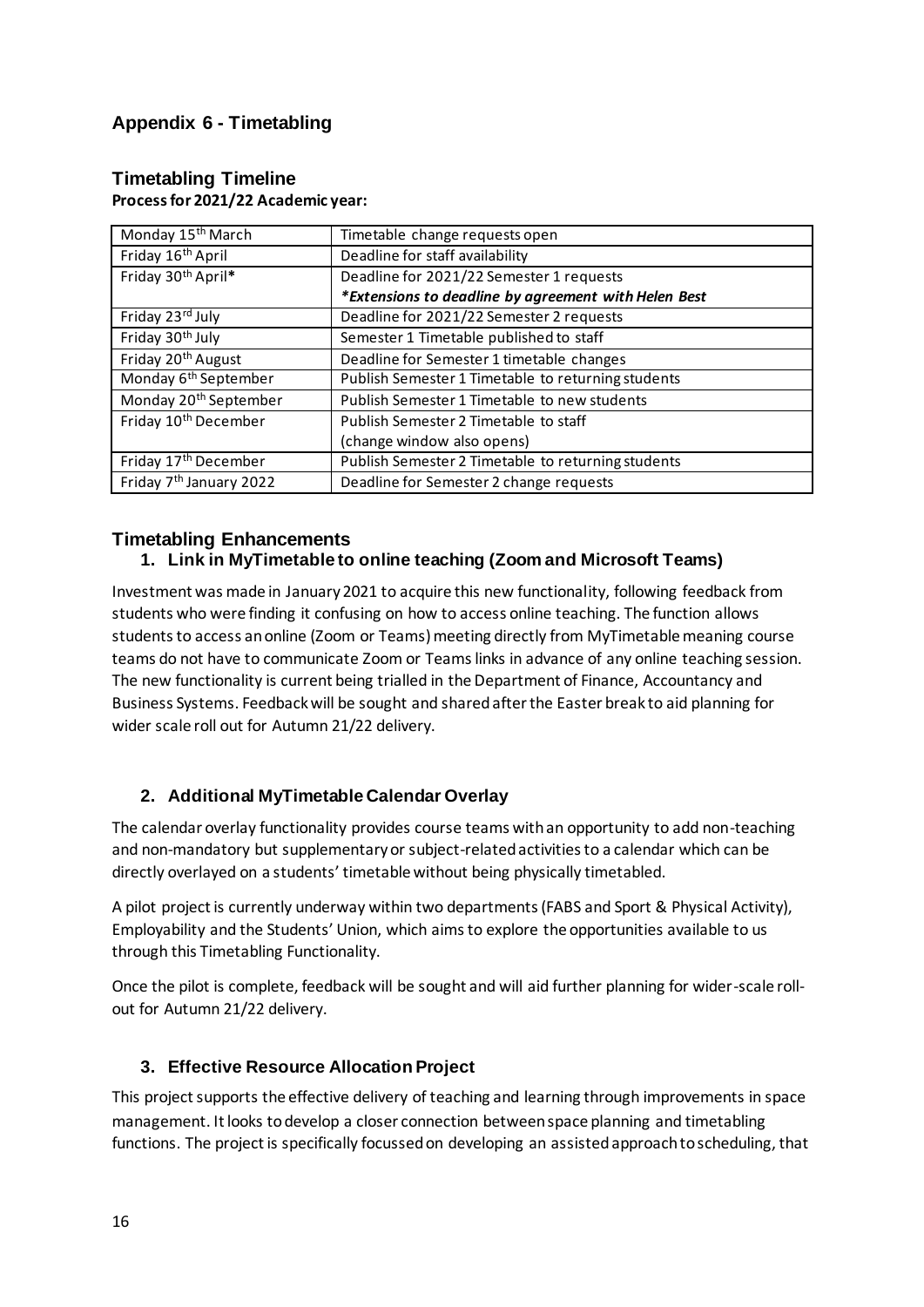## Appendix 6 - Timetabling

### Timetabling Timeline

**Process for 2021/22 Academic year:**

| | |
|---|---|
| Monday 15th March | Timetable change requests open |
| Friday 16th April | Deadline for staff availability |
| Friday 30th April* | Deadline for 2021/22 Semester 1 requests<br>***Extensions to deadline by agreement with Helen Best*** |
| Friday 23rd July | Deadline for 2021/22 Semester 2 requests |
| Friday 30th July | Semester 1 Timetable published to staff |
| Friday 20th August | Deadline for Semester 1 timetable changes |
| Monday 6th September | Publish Semester 1 Timetable to returning students |
| Monday 20th September | Publish Semester 1 Timetable to new students |
| Friday 10th December | Publish Semester 2 Timetable to staff<br>(change window also opens) |
| Friday 17th December | Publish Semester 2 Timetable to returning students |
| Friday 7th January 2022 | Deadline for Semester 2 change requests |

### Timetabling Enhancements

#### 1. Link in MyTimetable to online teaching (Zoom and Microsoft Teams)

Investment was made in January 2021 to acquire this new functionality, following feedback from students who were finding it confusing on how to access online teaching. The function allows students to access an online (Zoom or Teams) meeting directly from MyTimetable meaning course teams do not have to communicate Zoom or Teams links in advance of any online teaching session. The new functionality is current being trialled in the Department of Finance, Accountancy and Business Systems. Feedback will be sought and shared after the Easter break to aid planning for wider scale roll out for Autumn 21/22 delivery.

#### 2. Additional MyTimetable Calendar Overlay

The calendar overlay functionality provides course teams with an opportunity to add non-teaching and non-mandatory but supplementary or subject-related activities to a calendar which can be directly overlayed on a students' timetable without being physically timetabled.

A pilot project is currently underway within two departments (FABS and Sport & Physical Activity), Employability and the Students' Union, which aims to explore the opportunities available to us through this Timetabling Functionality.

Once the pilot is complete, feedback will be sought and will aid further planning for wider-scale roll-out for Autumn 21/22 delivery.

#### 3. Effective Resource Allocation Project

This project supports the effective delivery of teaching and learning through improvements in space management. It looks to develop a closer connection between space planning and timetabling functions. The project is specifically focussed on developing an assisted approach to scheduling, that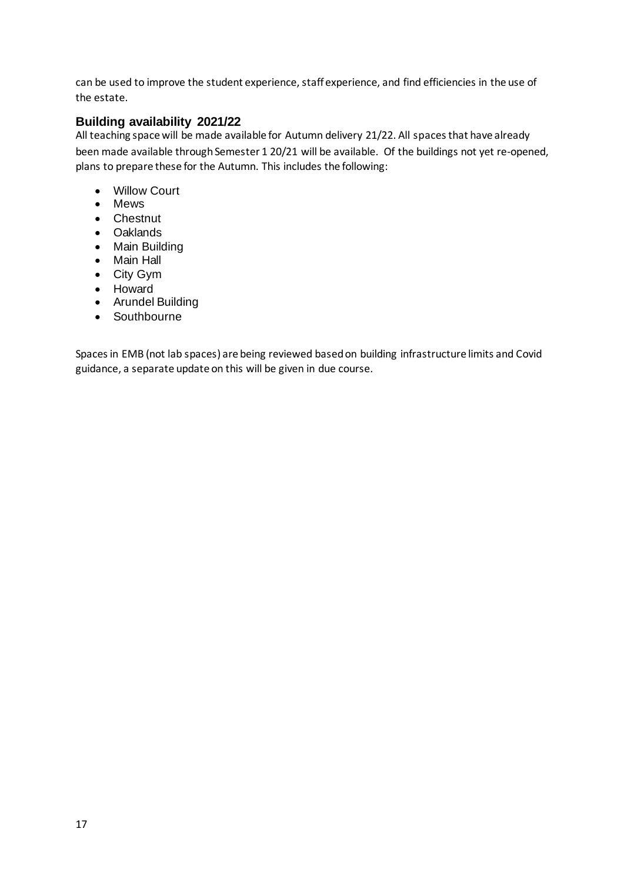can be used to improve the student experience, staff experience, and find efficiencies in the use of the estate.

## Building availability 2021/22

All teaching space will be made available for Autumn delivery 21/22. All spaces that have already been made available through Semester 1 20/21 will be available. Of the buildings not yet re-opened, plans to prepare these for the Autumn. This includes the following:

- Willow Court
- Mews
- Chestnut
- Oaklands
- Main Building
- Main Hall
- City Gym
- Howard
- Arundel Building
- Southbourne

Spaces in EMB (not lab spaces) are being reviewed based on building infrastructure limits and Covid guidance, a separate update on this will be given in due course.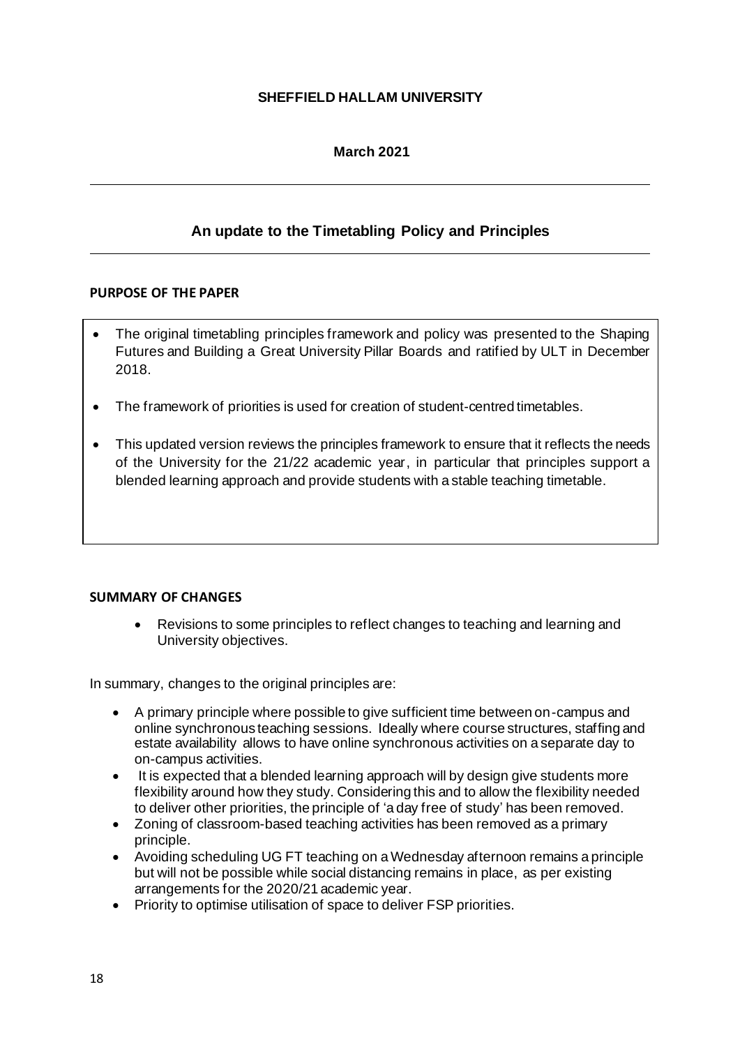**SHEFFIELD HALLAM UNIVERSITY**

**March 2021**

## An update to the Timetabling Policy and Principles

**PURPOSE OF THE PAPER**

- The original timetabling principles framework and policy was presented to the Shaping Futures and Building a Great University Pillar Boards and ratified by ULT in December 2018.
- The framework of priorities is used for creation of student-centred timetables.
- This updated version reviews the principles framework to ensure that it reflects the needs of the University for the 21/22 academic year, in particular that principles support a blended learning approach and provide students with a stable teaching timetable.

**SUMMARY OF CHANGES**

- Revisions to some principles to reflect changes to teaching and learning and University objectives.

In summary, changes to the original principles are:

- A primary principle where possible to give sufficient time between on-campus and online synchronous teaching sessions. Ideally where course structures, staffing and estate availability allows to have online synchronous activities on a separate day to on-campus activities.
- It is expected that a blended learning approach will by design give students more flexibility around how they study. Considering this and to allow the flexibility needed to deliver other priorities, the principle of 'a day free of study' has been removed.
- Zoning of classroom-based teaching activities has been removed as a primary principle.
- Avoiding scheduling UG FT teaching on a Wednesday afternoon remains a principle but will not be possible while social distancing remains in place, as per existing arrangements for the 2020/21 academic year.
- Priority to optimise utilisation of space to deliver FSP priorities.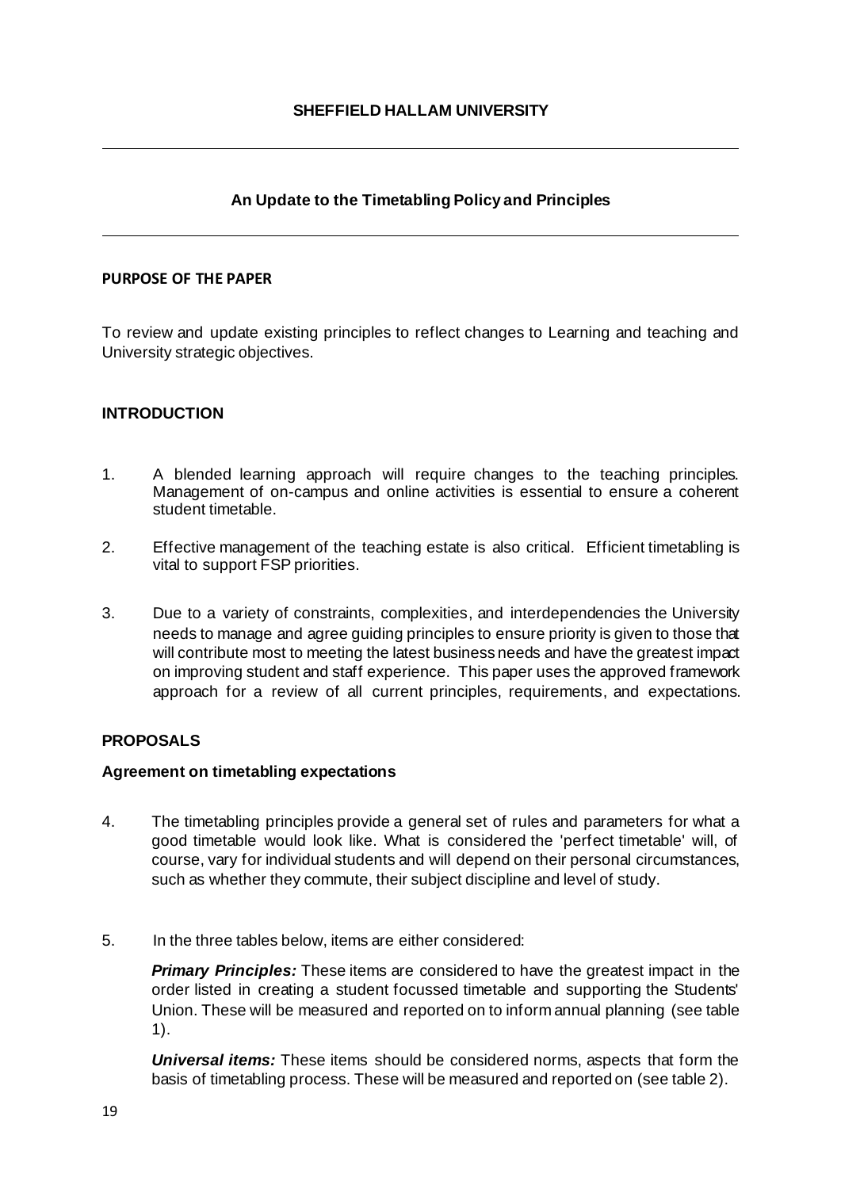**SHEFFIELD HALLAM UNIVERSITY**

---

**An Update to the Timetabling Policy and Principles**

---

**PURPOSE OF THE PAPER**

To review and update existing principles to reflect changes to Learning and teaching and University strategic objectives.

**INTRODUCTION**

1. A blended learning approach will require changes to the teaching principles. Management of on-campus and online activities is essential to ensure a coherent student timetable.

2. Effective management of the teaching estate is also critical. Efficient timetabling is vital to support FSP priorities.

3. Due to a variety of constraints, complexities, and interdependencies the University needs to manage and agree guiding principles to ensure priority is given to those that will contribute most to meeting the latest business needs and have the greatest impact on improving student and staff experience. This paper uses the approved framework approach for a review of all current principles, requirements, and expectations.

**PROPOSALS**

**Agreement on timetabling expectations**

4. The timetabling principles provide a general set of rules and parameters for what a good timetable would look like. What is considered the 'perfect timetable' will, of course, vary for individual students and will depend on their personal circumstances, such as whether they commute, their subject discipline and level of study.

5. In the three tables below, items are either considered:

   ***Primary Principles:*** These items are considered to have the greatest impact in the order listed in creating a student focussed timetable and supporting the Students' Union. These will be measured and reported on to inform annual planning (see table 1).

   ***Universal items:*** These items should be considered norms, aspects that form the basis of timetabling process. These will be measured and reported on (see table 2).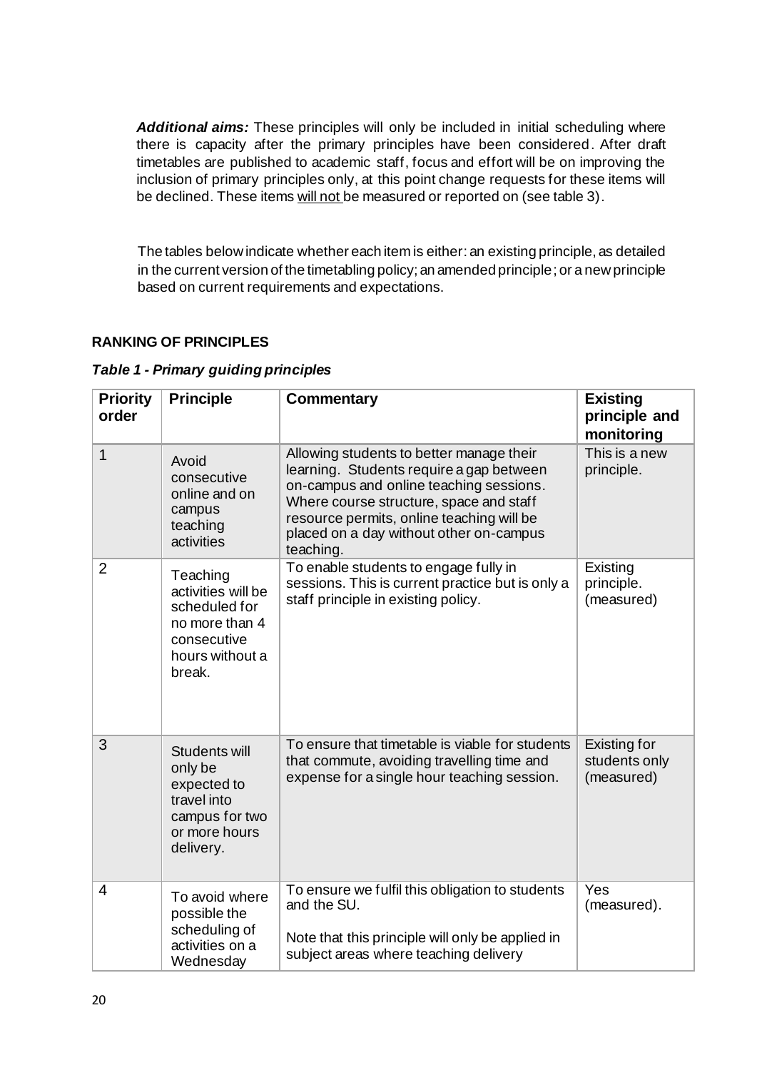***Additional aims:*** These principles will only be included in initial scheduling where there is capacity after the primary principles have been considered. After draft timetables are published to academic staff, focus and effort will be on improving the inclusion of primary principles only, at this point change requests for these items will be declined. These items <u>will not</u> be measured or reported on (see table 3).

The tables below indicate whether each item is either: an existing principle, as detailed in the current version of the timetabling policy; an amended principle; or a new principle based on current requirements and expectations.

**RANKING OF PRINCIPLES**

***Table 1 - Primary guiding principles***

| Priority order | Principle | Commentary | Existing principle and monitoring |
|---|---|---|---|
| 1 | Avoid consecutive online and on campus teaching activities | Allowing students to better manage their learning. Students require a gap between on-campus and online teaching sessions. Where course structure, space and staff resource permits, online teaching will be placed on a day without other on-campus teaching. | This is a new principle. |
| 2 | Teaching activities will be scheduled for no more than 4 consecutive hours without a break. | To enable students to engage fully in sessions. This is current practice but is only a staff principle in existing policy. | Existing principle. (measured) |
| 3 | Students will only be expected to travel into campus for two or more hours delivery. | To ensure that timetable is viable for students that commute, avoiding travelling time and expense for a single hour teaching session. | Existing for students only (measured) |
| 4 | To avoid where possible the scheduling of activities on a Wednesday | To ensure we fulfil this obligation to students and the SU.<br><br>Note that this principle will only be applied in subject areas where teaching delivery | Yes (measured). |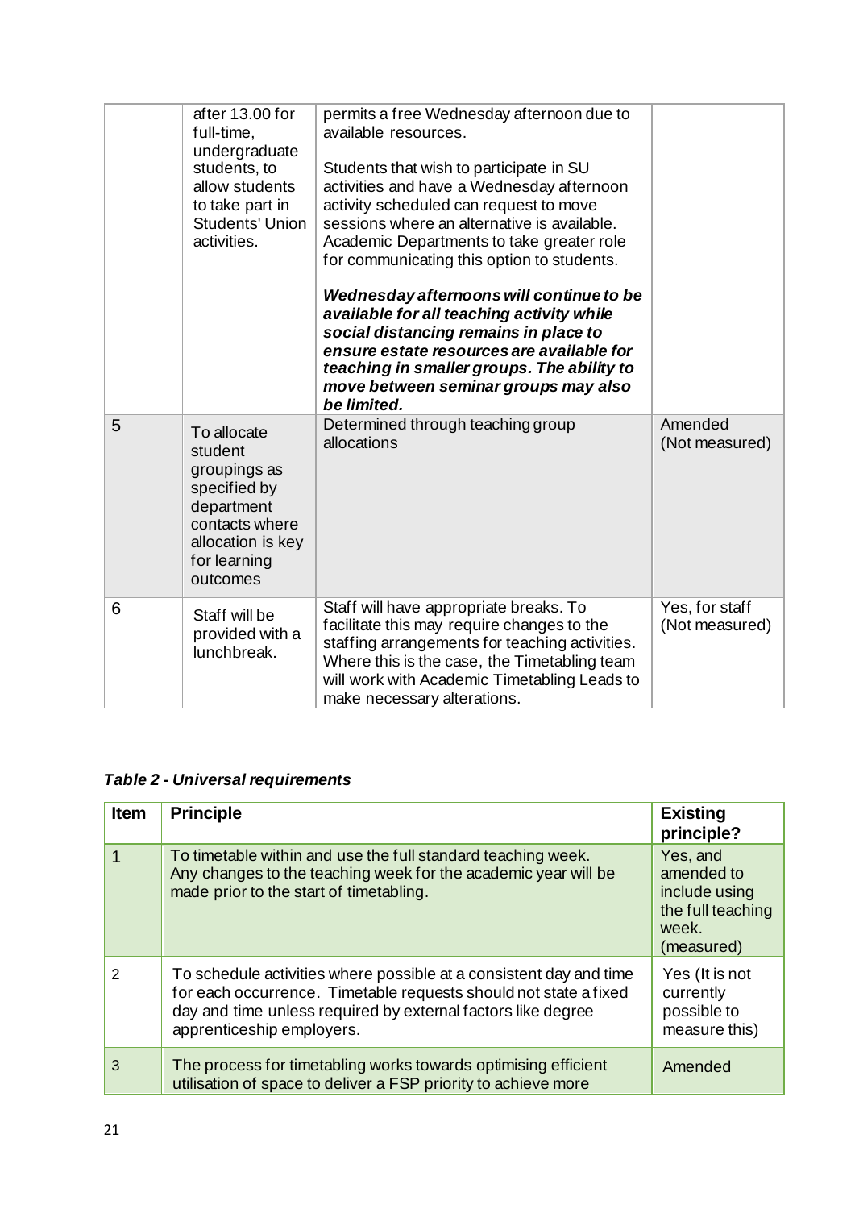| | | | |
|---|---|---|---|
| | after 13.00 for full-time, undergraduate students, to allow students to take part in Students' Union activities. | permits a free Wednesday afternoon due to available resources.<br><br>Students that wish to participate in SU activities and have a Wednesday afternoon activity scheduled can request to move sessions where an alternative is available. Academic Departments to take greater role for communicating this option to students.<br><br>***Wednesday afternoons will continue to be available for all teaching activity while social distancing remains in place to ensure estate resources are available for teaching in smaller groups. The ability to move between seminar groups may also be limited.*** | |
| 5 | To allocate student groupings as specified by department contacts where allocation is key for learning outcomes | Determined through teaching group allocations | Amended (Not measured) |
| 6 | Staff will be provided with a lunchbreak. | Staff will have appropriate breaks. To facilitate this may require changes to the staffing arrangements for teaching activities. Where this is the case, the Timetabling team will work with Academic Timetabling Leads to make necessary alterations. | Yes, for staff (Not measured) |

***Table 2 - Universal requirements***

| Item | Principle | Existing principle? |
|---|---|---|
| 1 | To timetable within and use the full standard teaching week. Any changes to the teaching week for the academic year will be made prior to the start of timetabling. | Yes, and amended to include using the full teaching week. (measured) |
| 2 | To schedule activities where possible at a consistent day and time for each occurrence. Timetable requests should not state a fixed day and time unless required by external factors like degree apprenticeship employers. | Yes (It is not currently possible to measure this) |
| 3 | The process for timetabling works towards optimising efficient utilisation of space to deliver a FSP priority to achieve more | Amended |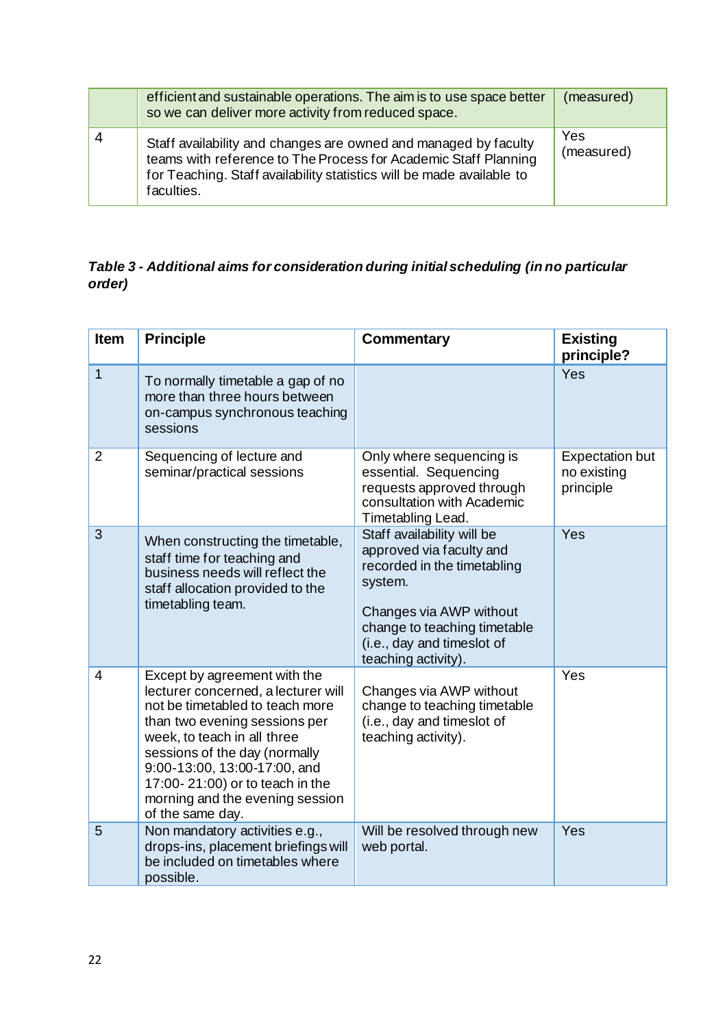|   | efficient and sustainable operations. The aim is to use space better so we can deliver more activity from reduced space. | (measured) |
|---|---|---|
| 4 | Staff availability and changes are owned and managed by faculty teams with reference to The Process for Academic Staff Planning for Teaching. Staff availability statistics will be made available to faculties. | Yes (measured) |

***Table 3 - Additional aims for consideration during initial scheduling (in no particular order)***

| Item | Principle | Commentary | Existing principle? |
|---|---|---|---|
| 1 | To normally timetable a gap of no more than three hours between on-campus synchronous teaching sessions | | Yes |
| 2 | Sequencing of lecture and seminar/practical sessions | Only where sequencing is essential. Sequencing requests approved through consultation with Academic Timetabling Lead. | Expectation but no existing principle |
| 3 | When constructing the timetable, staff time for teaching and business needs will reflect the staff allocation provided to the timetabling team. | Staff availability will be approved via faculty and recorded in the timetabling system.<br><br>Changes via AWP without change to teaching timetable (i.e., day and timeslot of teaching activity). | Yes |
| 4 | Except by agreement with the lecturer concerned, a lecturer will not be timetabled to teach more than two evening sessions per week, to teach in all three sessions of the day (normally 9:00-13:00, 13:00-17:00, and 17:00- 21:00) or to teach in the morning and the evening session of the same day. | Changes via AWP without change to teaching timetable (i.e., day and timeslot of teaching activity). | Yes |
| 5 | Non mandatory activities e.g., drops-ins, placement briefings will be included on timetables where possible. | Will be resolved through new web portal. | Yes |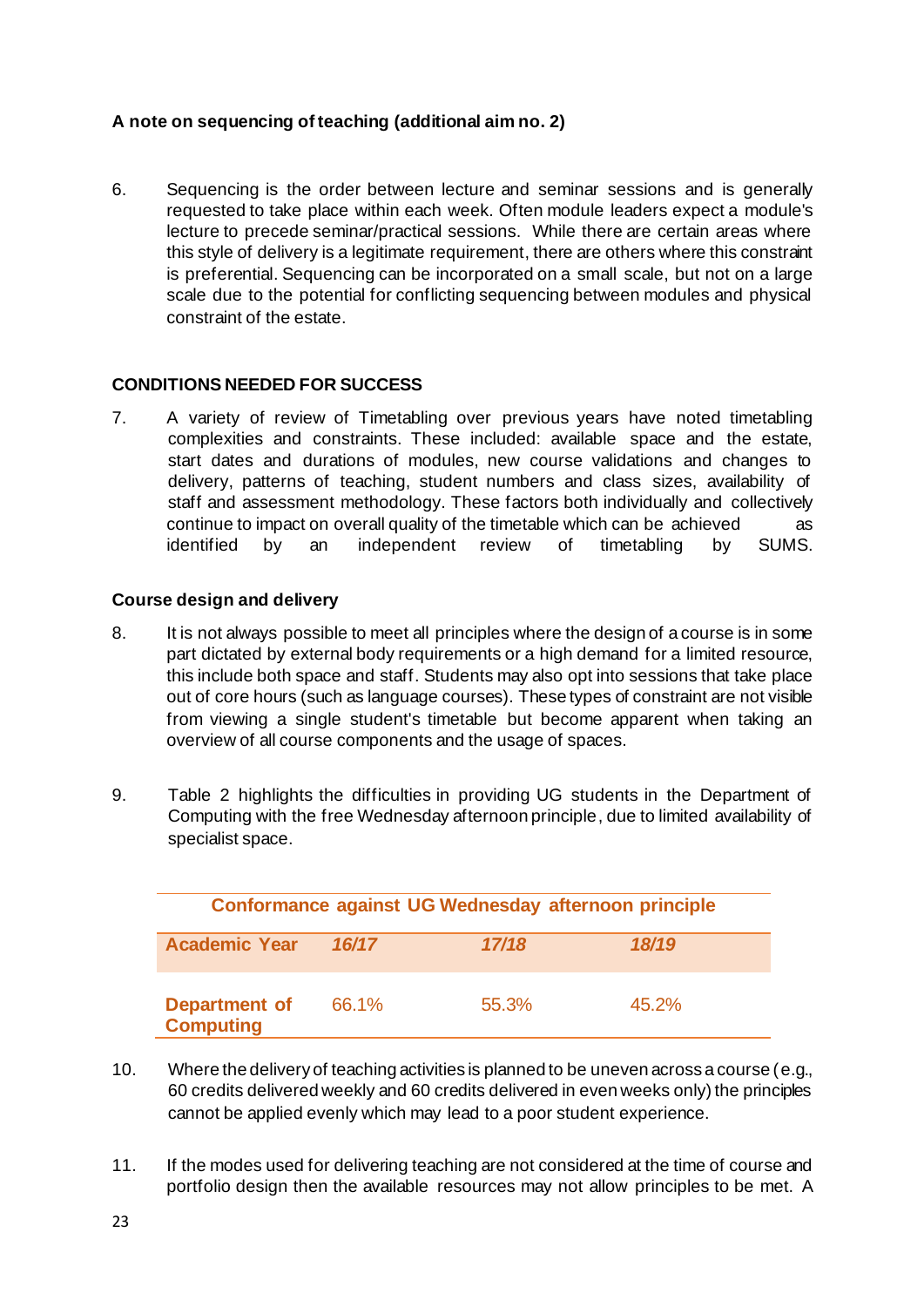**A note on sequencing of teaching (additional aim no. 2)**

6. Sequencing is the order between lecture and seminar sessions and is generally requested to take place within each week. Often module leaders expect a module's lecture to precede seminar/practical sessions. While there are certain areas where this style of delivery is a legitimate requirement, there are others where this constraint is preferential. Sequencing can be incorporated on a small scale, but not on a large scale due to the potential for conflicting sequencing between modules and physical constraint of the estate.

**CONDITIONS NEEDED FOR SUCCESS**

7. A variety of review of Timetabling over previous years have noted timetabling complexities and constraints. These included: available space and the estate, start dates and durations of modules, new course validations and changes to delivery, patterns of teaching, student numbers and class sizes, availability of staff and assessment methodology. These factors both individually and collectively continue to impact on overall quality of the timetable which can be achieved as identified by an independent review of timetabling by SUMS.

**Course design and delivery**

8. It is not always possible to meet all principles where the design of a course is in some part dictated by external body requirements or a high demand for a limited resource, this include both space and staff. Students may also opt into sessions that take place out of core hours (such as language courses). These types of constraint are not visible from viewing a single student's timetable but become apparent when taking an overview of all course components and the usage of spaces.

9. Table 2 highlights the difficulties in providing UG students in the Department of Computing with the free Wednesday afternoon principle, due to limited availability of specialist space.

**Conformance against UG Wednesday afternoon principle**

| **Academic Year** | ***16/17*** | ***17/18*** | ***18/19*** |
|---|---|---|---|
| **Department of Computing** | 66.1% | 55.3% | 45.2% |

10. Where the delivery of teaching activities is planned to be uneven across a course (e.g., 60 credits delivered weekly and 60 credits delivered in even weeks only) the principles cannot be applied evenly which may lead to a poor student experience.

11. If the modes used for delivering teaching are not considered at the time of course and portfolio design then the available resources may not allow principles to be met. A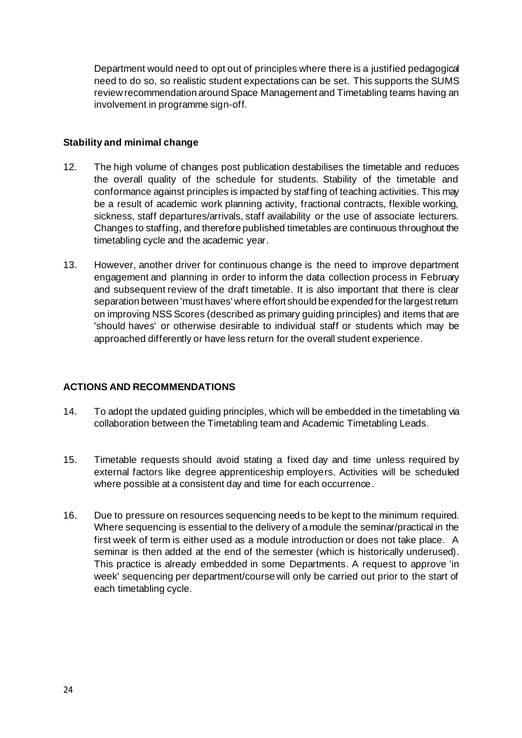Department would need to opt out of principles where there is a justified pedagogical need to do so, so realistic student expectations can be set. This supports the SUMS review recommendation around Space Management and Timetabling teams having an involvement in programme sign-off.

**Stability and minimal change**

12. The high volume of changes post publication destabilises the timetable and reduces the overall quality of the schedule for students. Stability of the timetable and conformance against principles is impacted by staffing of teaching activities. This may be a result of academic work planning activity, fractional contracts, flexible working, sickness, staff departures/arrivals, staff availability or the use of associate lecturers. Changes to staffing, and therefore published timetables are continuous throughout the timetabling cycle and the academic year.

13. However, another driver for continuous change is the need to improve department engagement and planning in order to inform the data collection process in February and subsequent review of the draft timetable. It is also important that there is clear separation between 'must haves' where effort should be expended for the largest return on improving NSS Scores (described as primary guiding principles) and items that are 'should haves' or otherwise desirable to individual staff or students which may be approached differently or have less return for the overall student experience.

**ACTIONS AND RECOMMENDATIONS**

14. To adopt the updated guiding principles, which will be embedded in the timetabling via collaboration between the Timetabling team and Academic Timetabling Leads.

15. Timetable requests should avoid stating a fixed day and time unless required by external factors like degree apprenticeship employers. Activities will be scheduled where possible at a consistent day and time for each occurrence.

16. Due to pressure on resources sequencing needs to be kept to the minimum required. Where sequencing is essential to the delivery of a module the seminar/practical in the first week of term is either used as a module introduction or does not take place. A seminar is then added at the end of the semester (which is historically underused). This practice is already embedded in some Departments. A request to approve 'in week' sequencing per department/course will only be carried out prior to the start of each timetabling cycle.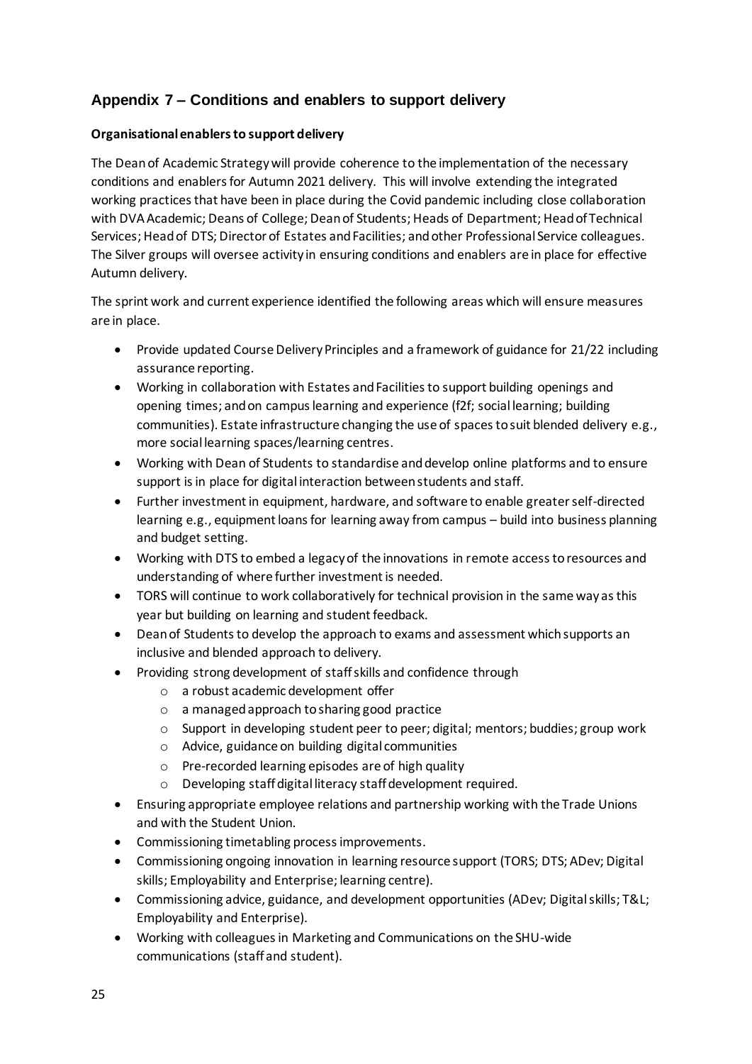## Appendix 7 – Conditions and enablers to support delivery

**Organisational enablers to support delivery**

The Dean of Academic Strategy will provide coherence to the implementation of the necessary conditions and enablers for Autumn 2021 delivery. This will involve extending the integrated working practices that have been in place during the Covid pandemic including close collaboration with DVA Academic; Deans of College; Dean of Students; Heads of Department; Head of Technical Services; Head of DTS; Director of Estates and Facilities; and other Professional Service colleagues. The Silver groups will oversee activity in ensuring conditions and enablers are in place for effective Autumn delivery.

The sprint work and current experience identified the following areas which will ensure measures are in place.

- Provide updated Course Delivery Principles and a framework of guidance for 21/22 including assurance reporting.
- Working in collaboration with Estates and Facilities to support building openings and opening times; and on campus learning and experience (f2f; social learning; building communities). Estate infrastructure changing the use of spaces to suit blended delivery e.g., more social learning spaces/learning centres.
- Working with Dean of Students to standardise and develop online platforms and to ensure support is in place for digital interaction between students and staff.
- Further investment in equipment, hardware, and software to enable greater self-directed learning e.g., equipment loans for learning away from campus – build into business planning and budget setting.
- Working with DTS to embed a legacy of the innovations in remote access to resources and understanding of where further investment is needed.
- TORS will continue to work collaboratively for technical provision in the same way as this year but building on learning and student feedback.
- Dean of Students to develop the approach to exams and assessment which supports an inclusive and blended approach to delivery.
- Providing strong development of staff skills and confidence through
  - a robust academic development offer
  - a managed approach to sharing good practice
  - Support in developing student peer to peer; digital; mentors; buddies; group work
  - Advice, guidance on building digital communities
  - Pre-recorded learning episodes are of high quality
  - Developing staff digital literacy staff development required.
- Ensuring appropriate employee relations and partnership working with the Trade Unions and with the Student Union.
- Commissioning timetabling process improvements.
- Commissioning ongoing innovation in learning resource support (TORS; DTS; ADev; Digital skills; Employability and Enterprise; learning centre).
- Commissioning advice, guidance, and development opportunities (ADev; Digital skills; T&L; Employability and Enterprise).
- Working with colleagues in Marketing and Communications on the SHU-wide communications (staff and student).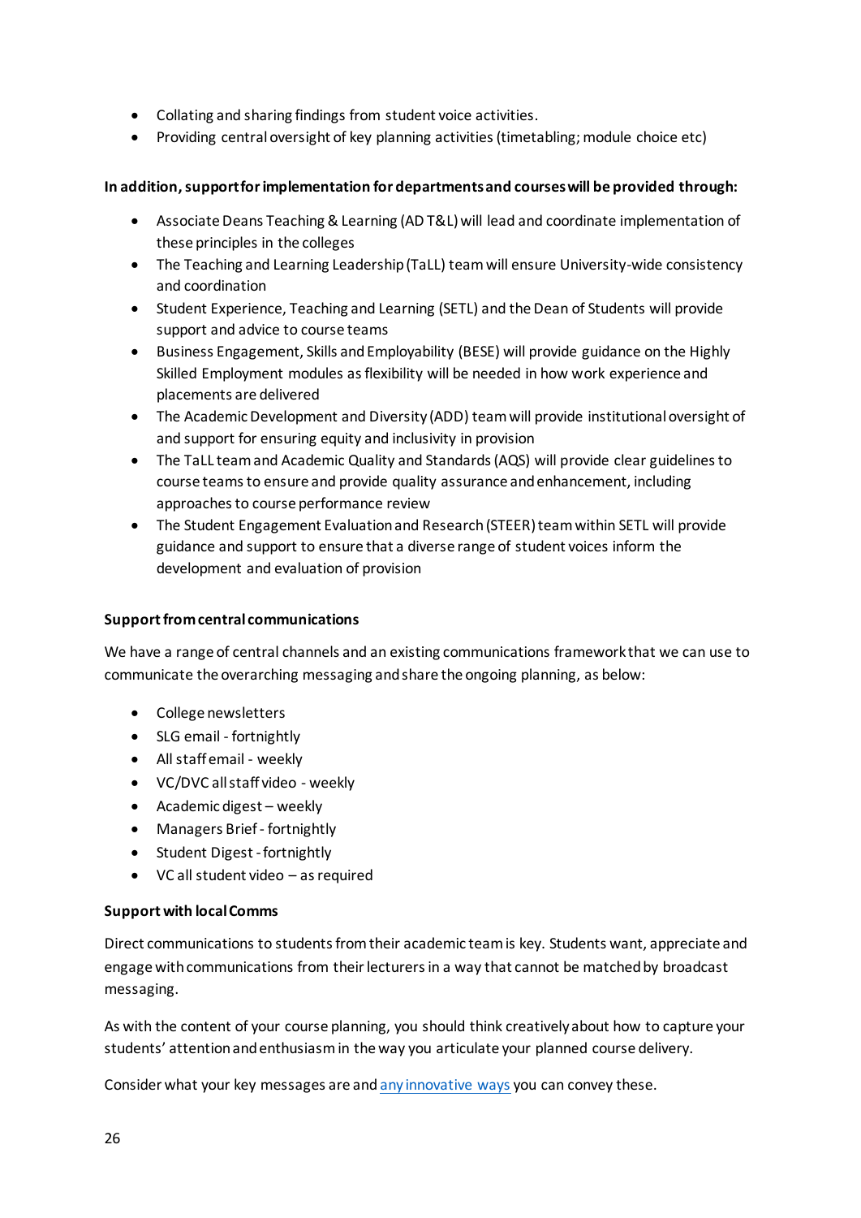- Collating and sharing findings from student voice activities.
- Providing central oversight of key planning activities (timetabling; module choice etc)

**In addition, support for implementation for departments and courses will be provided through:**

- Associate Deans Teaching & Learning (AD T&L) will lead and coordinate implementation of these principles in the colleges
- The Teaching and Learning Leadership (TaLL) team will ensure University-wide consistency and coordination
- Student Experience, Teaching and Learning (SETL) and the Dean of Students will provide support and advice to course teams
- Business Engagement, Skills and Employability (BESE) will provide guidance on the Highly Skilled Employment modules as flexibility will be needed in how work experience and placements are delivered
- The Academic Development and Diversity (ADD) team will provide institutional oversight of and support for ensuring equity and inclusivity in provision
- The TaLL team and Academic Quality and Standards (AQS) will provide clear guidelines to course teams to ensure and provide quality assurance and enhancement, including approaches to course performance review
- The Student Engagement Evaluation and Research (STEER) team within SETL will provide guidance and support to ensure that a diverse range of student voices inform the development and evaluation of provision

**Support from central communications**

We have a range of central channels and an existing communications framework that we can use to communicate the overarching messaging and share the ongoing planning, as below:

- College newsletters
- SLG email - fortnightly
- All staff email - weekly
- VC/DVC all staff video - weekly
- Academic digest – weekly
- Managers Brief - fortnightly
- Student Digest - fortnightly
- VC all student video – as required

**Support with local Comms**

Direct communications to students from their academic team is key. Students want, appreciate and engage with communications from their lecturers in a way that cannot be matched by broadcast messaging.

As with the content of your course planning, you should think creatively about how to capture your students' attention and enthusiasm in the way you articulate your planned course delivery.

Consider what your key messages are and any innovative ways you can convey these.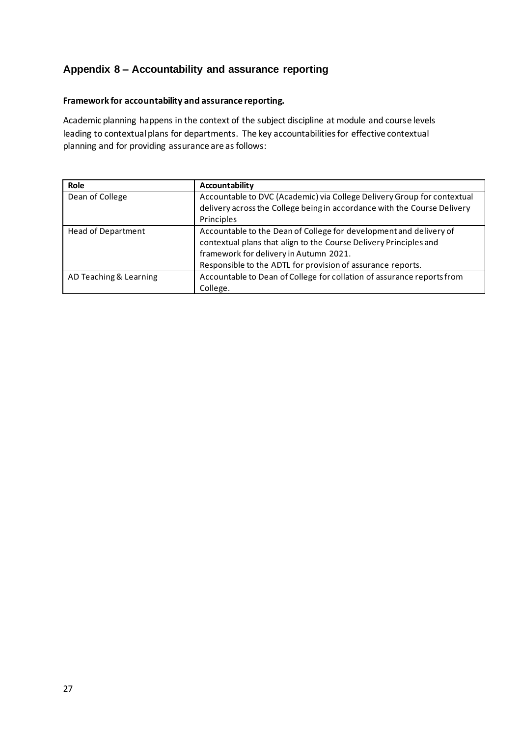## Appendix 8 – Accountability and assurance reporting

**Framework for accountability and assurance reporting.**

Academic planning happens in the context of the subject discipline at module and course levels leading to contextual plans for departments. The key accountabilities for effective contextual planning and for providing assurance are as follows:

| Role | Accountability |
|---|---|
| Dean of College | Accountable to DVC (Academic) via College Delivery Group for contextual delivery across the College being in accordance with the Course Delivery Principles |
| Head of Department | Accountable to the Dean of College for development and delivery of contextual plans that align to the Course Delivery Principles and framework for delivery in Autumn 2021.<br>Responsible to the ADTL for provision of assurance reports. |
| AD Teaching & Learning | Accountable to Dean of College for collation of assurance reports from College. |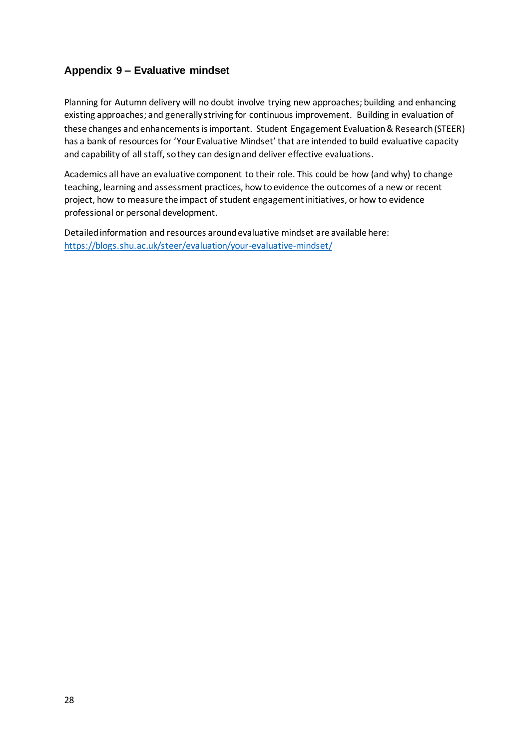## Appendix 9 – Evaluative mindset

Planning for Autumn delivery will no doubt involve trying new approaches; building and enhancing existing approaches; and generally striving for continuous improvement. Building in evaluation of these changes and enhancements is important. Student Engagement Evaluation & Research (STEER) has a bank of resources for 'Your Evaluative Mindset' that are intended to build evaluative capacity and capability of all staff, so they can design and deliver effective evaluations.

Academics all have an evaluative component to their role. This could be how (and why) to change teaching, learning and assessment practices, how to evidence the outcomes of a new or recent project, how to measure the impact of student engagement initiatives, or how to evidence professional or personal development.

Detailed information and resources around evaluative mindset are available here: https://blogs.shu.ac.uk/steer/evaluation/your-evaluative-mindset/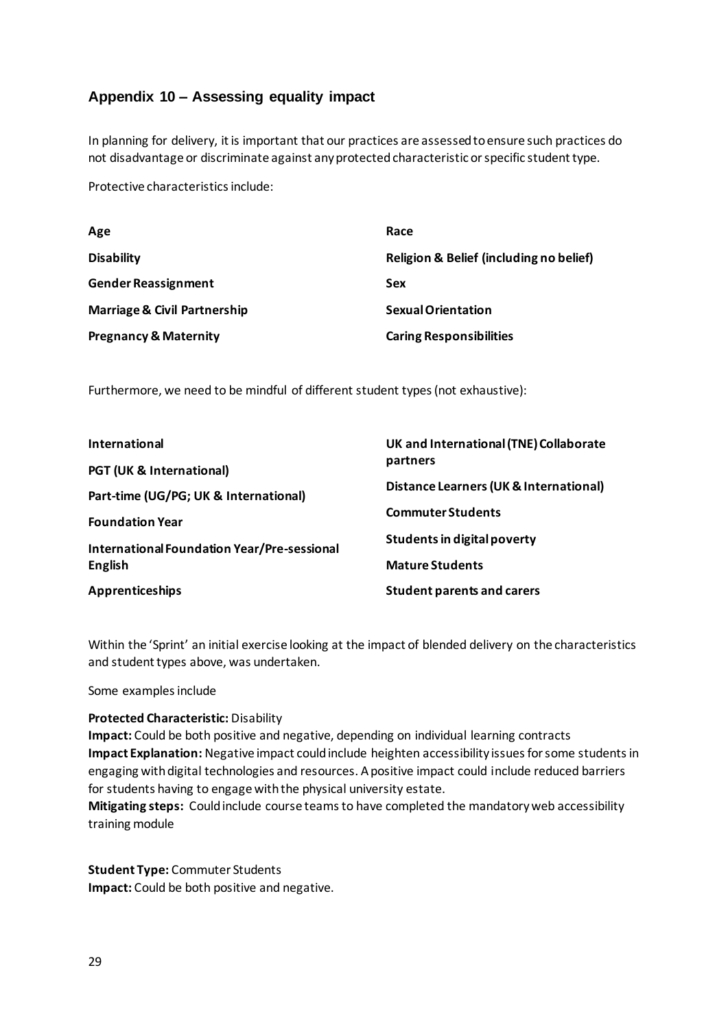## Appendix 10 – Assessing equality impact

In planning for delivery, it is important that our practices are assessed to ensure such practices do not disadvantage or discriminate against any protected characteristic or specific student type.

Protective characteristics include:

| | |
|---|---|
| **Age** | **Race** |
| **Disability** | **Religion & Belief (including no belief)** |
| **Gender Reassignment** | **Sex** |
| **Marriage & Civil Partnership** | **Sexual Orientation** |
| **Pregnancy & Maternity** | **Caring Responsibilities** |

Furthermore, we need to be mindful of different student types (not exhaustive):

| | |
|---|---|
| **International** | **UK and International (TNE) Collaborate partners** |
| **PGT (UK & International)** | **Distance Learners (UK & International)** |
| **Part-time (UG/PG; UK & International)** | **Commuter Students** |
| **Foundation Year** | **Students in digital poverty** |
| **International Foundation Year/Pre-sessional English** | **Mature Students** |
| **Apprenticeships** | **Student parents and carers** |

Within the 'Sprint' an initial exercise looking at the impact of blended delivery on the characteristics and student types above, was undertaken.

Some examples include

**Protected Characteristic:** Disability
**Impact:** Could be both positive and negative, depending on individual learning contracts
**Impact Explanation:** Negative impact could include heighten accessibility issues for some students in engaging with digital technologies and resources. A positive impact could include reduced barriers for students having to engage with the physical university estate.
**Mitigating steps:** Could include course teams to have completed the mandatory web accessibility training module

**Student Type:** Commuter Students
**Impact:** Could be both positive and negative.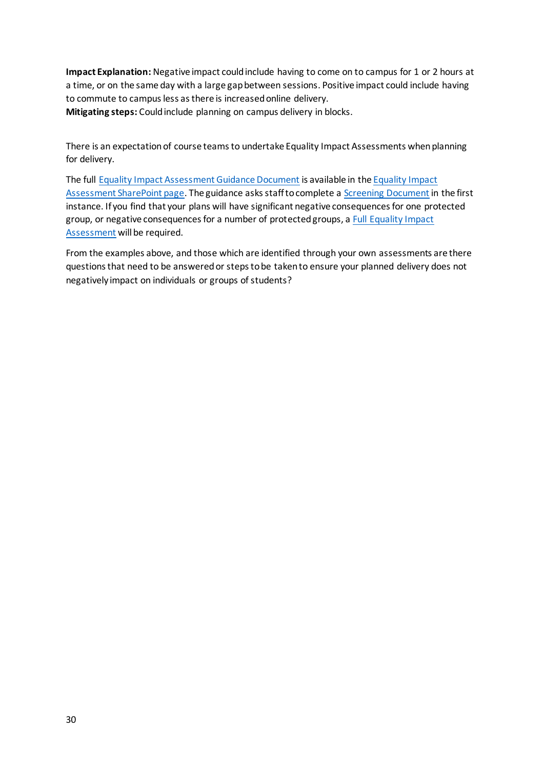**Impact Explanation:** Negative impact could include having to come on to campus for 1 or 2 hours at a time, or on the same day with a large gap between sessions. Positive impact could include having to commute to campus less as there is increased online delivery.
**Mitigating steps:** Could include planning on campus delivery in blocks.

There is an expectation of course teams to undertake Equality Impact Assessments when planning for delivery.

The full Equality Impact Assessment Guidance Document is available in the Equality Impact Assessment SharePoint page. The guidance asks staff to complete a Screening Document in the first instance. If you find that your plans will have significant negative consequences for one protected group, or negative consequences for a number of protected groups, a Full Equality Impact Assessment will be required.

From the examples above, and those which are identified through your own assessments are there questions that need to be answered or steps to be taken to ensure your planned delivery does not negatively impact on individuals or groups of students?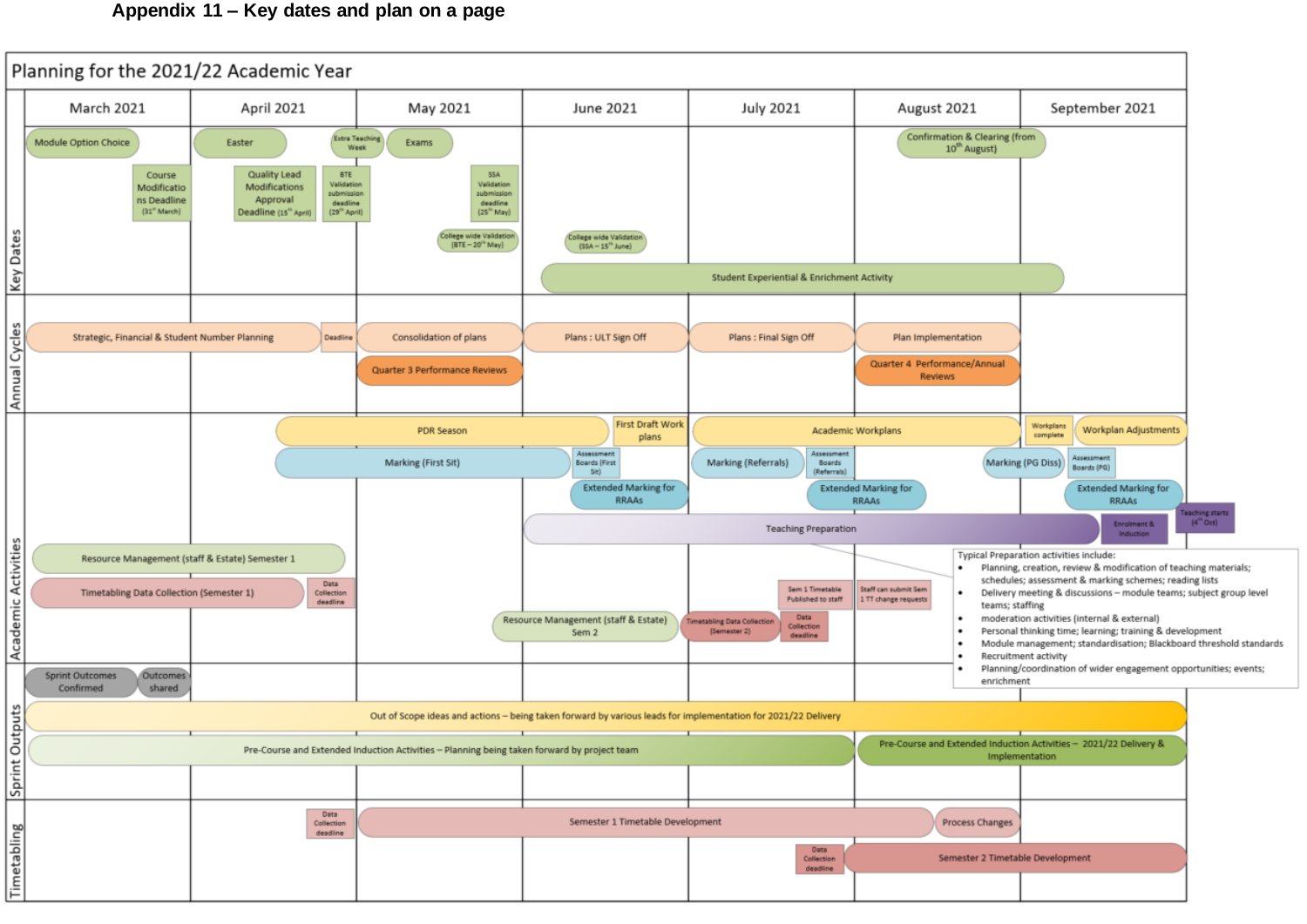# Appendix 11 – Key dates and plan on a page

## Planning for the 2021/22 Academic Year

| | March 2021 | April 2021 | May 2021 | June 2021 | July 2021 | August 2021 | September 2021 |
|---|---|---|---|---|---|---|---|
| **Key Dates** | Module Option Choice; Course Modifications Deadline (31st March) | Easter; Quality Lead Modifications Approval Deadline (15th April); BTE Validation submission deadline (29th April) | Extra Teaching Week; Exams; SSA Validation submission deadline (25th May); College wide Validation (BTE – 20th May) | College wide Validation (SSA – 15th June); Student Experiential & Enrichment Activity | Student Experiential & Enrichment Activity | Confirmation & Clearing (from 10th August); Student Experiential & Enrichment Activity | Student Experiential & Enrichment Activity |
| **Annual Cycles** | Strategic, Financial & Student Number Planning | Strategic, Financial & Student Number Planning; Deadline | Consolidation of plans; Quarter 3 Performance Reviews | Plans : ULT Sign Off | Plans : Final Sign Off | Plan Implementation; Quarter 4 Performance/Annual Reviews | |
| **Academic Activities** | Resource Management (staff & Estate) Semester 1; Timetabling Data Collection (Semester 1) | Resource Management (staff & Estate) Semester 1; Timetabling Data Collection (Semester 1); Data Collection deadline; PDR Season; Marking (First Sit) | PDR Season; Marking (First Sit); Resource Management (staff & Estate) Sem 2 | First Draft Work plans; Assessment Boards (First Sit); Extended Marking for RRAAs; Teaching Preparation; Resource Management (staff & Estate) Sem 2 | Academic Workplans; Marking (Referrals); Assessment Boards (Referrals); Extended Marking for RRAAs; Teaching Preparation; Timetabling Data Collection (Semester 2); Sem 1 Timetable Published to staff; Data Collection deadline | Academic Workplans; Extended Marking for RRAAs; Marking (PG Diss); Teaching Preparation; Staff can submit Sem 1 TT change requests | Workplans complete; Workplan Adjustments; Assessment Boards (PG); Extended Marking for RRAAs; Enrolment & Induction; Teaching starts (4th Oct) |
| **Sprint Outputs** | Sprint Outcomes Confirmed; Outcomes shared | | | | | Pre-Course and Extended Induction Activities – 2021/22 Delivery & Implementation | Pre-Course and Extended Induction Activities – 2021/22 Delivery & Implementation |
| **Timetabling** | | Data Collection deadline | Semester 1 Timetable Development | Semester 1 Timetable Development | Semester 1 Timetable Development; Data Collection deadline | Process Changes; Semester 2 Timetable Development | Semester 2 Timetable Development |

Sprint Outputs (spanning March – September 2021):
- Out of Scope ideas and actions – being taken forward by various leads for implementation for 2021/22 Delivery
- Pre-Course and Extended Induction Activities – Planning being taken forward by project team (March – July 2021)

Typical Preparation activities include:

- Planning, creation, review & modification of teaching materials; schedules; assessment & marking schemes; reading lists
- Delivery meeting & discussions – module teams; subject group level teams; staffing
- moderation activities (internal & external)
- Personal thinking time; learning; training & development
- Module management; standardisation; Blackboard threshold standards
- Recruitment activity
- Planning/coordination of wider engagement opportunities; events; enrichment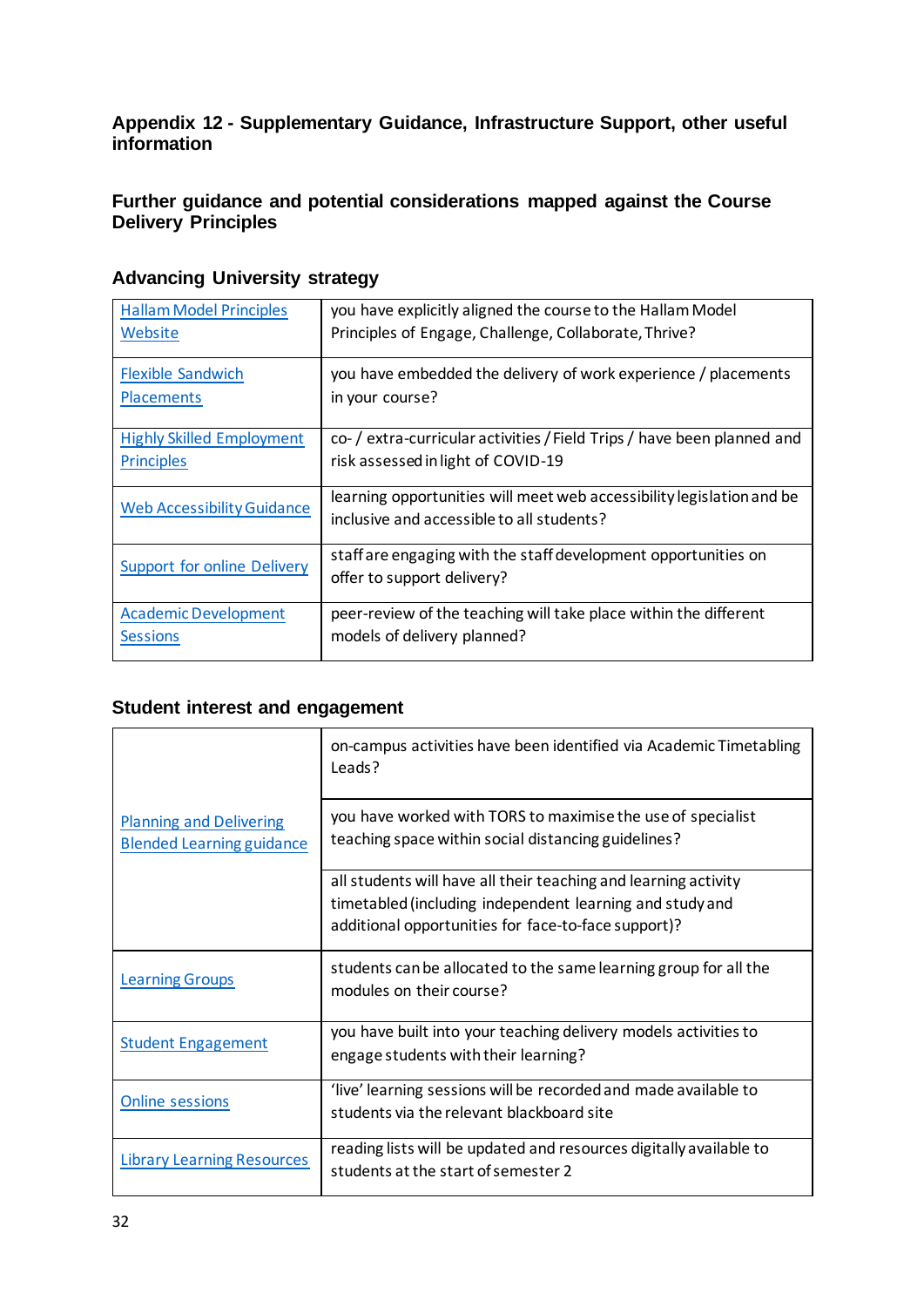# Appendix 12 - Supplementary Guidance, Infrastructure Support, other useful information

## Further guidance and potential considerations mapped against the Course Delivery Principles

### Advancing University strategy

| | |
|---|---|
| Hallam Model Principles Website | you have explicitly aligned the course to the Hallam Model Principles of Engage, Challenge, Collaborate, Thrive? |
| Flexible Sandwich Placements | you have embedded the delivery of work experience / placements in your course? |
| Highly Skilled Employment Principles | co- / extra-curricular activities / Field Trips / have been planned and risk assessed in light of COVID-19 |
| Web Accessibility Guidance | learning opportunities will meet web accessibility legislation and be inclusive and accessible to all students? |
| Support for online Delivery | staff are engaging with the staff development opportunities on offer to support delivery? |
| Academic Development Sessions | peer-review of the teaching will take place within the different models of delivery planned? |

### Student interest and engagement

| | |
|---|---|
| Planning and Delivering Blended Learning guidance | on-campus activities have been identified via Academic Timetabling Leads? |
| | you have worked with TORS to maximise the use of specialist teaching space within social distancing guidelines? |
| | all students will have all their teaching and learning activity timetabled (including independent learning and study and additional opportunities for face-to-face support)? |
| Learning Groups | students can be allocated to the same learning group for all the modules on their course? |
| Student Engagement | you have built into your teaching delivery models activities to engage students with their learning? |
| Online sessions | 'live' learning sessions will be recorded and made available to students via the relevant blackboard site |
| Library Learning Resources | reading lists will be updated and resources digitally available to students at the start of semester 2 |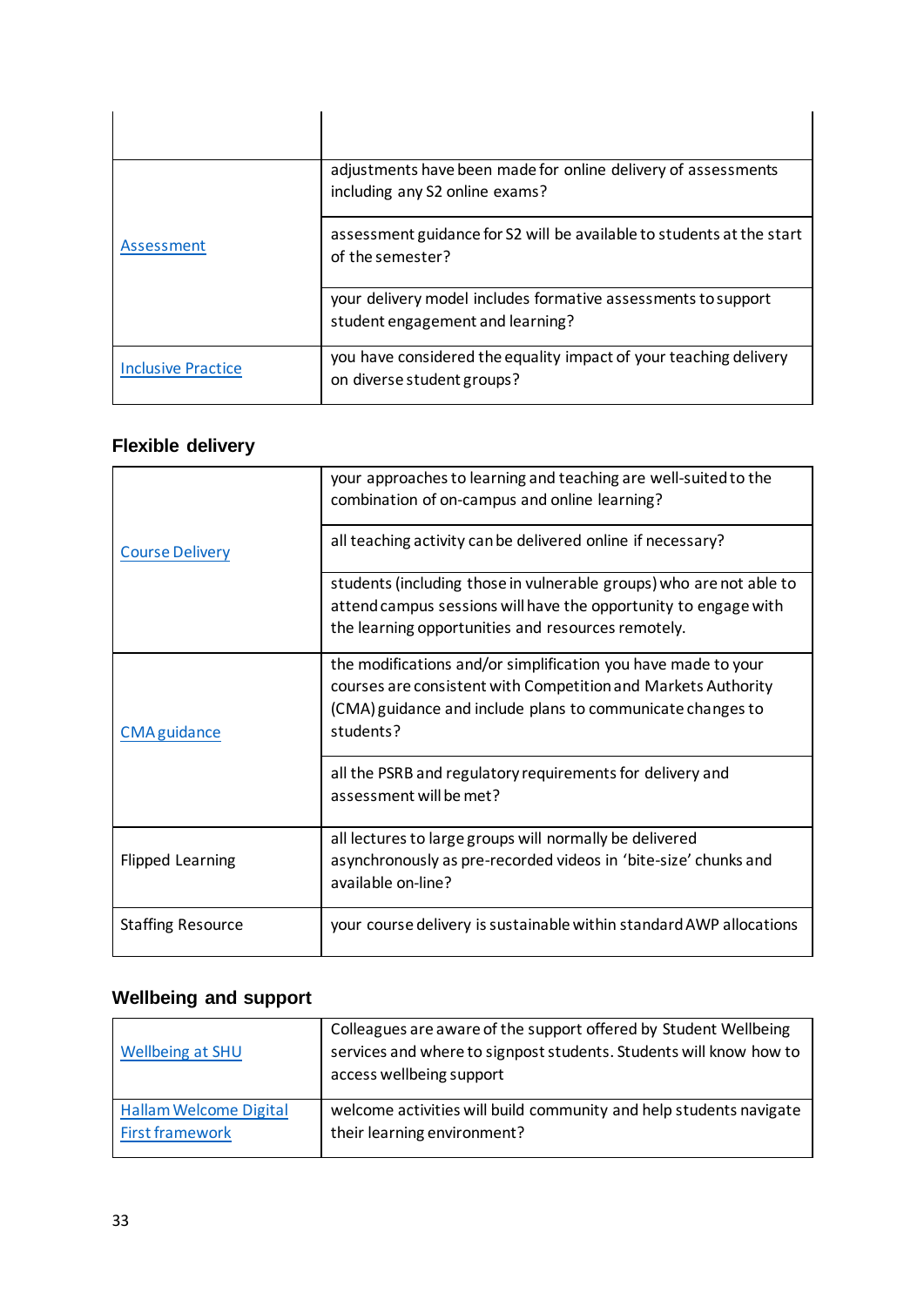| | |
|---|---|
| | |
| Assessment | adjustments have been made for online delivery of assessments including any S2 online exams? |
| | assessment guidance for S2 will be available to students at the start of the semester? |
| | your delivery model includes formative assessments to support student engagement and learning? |
| Inclusive Practice | you have considered the equality impact of your teaching delivery on diverse student groups? |

### Flexible delivery

| | |
|---|---|
| Course Delivery | your approaches to learning and teaching are well-suited to the combination of on-campus and online learning? |
| | all teaching activity can be delivered online if necessary? |
| | students (including those in vulnerable groups) who are not able to attend campus sessions will have the opportunity to engage with the learning opportunities and resources remotely. |
| CMA guidance | the modifications and/or simplification you have made to your courses are consistent with Competition and Markets Authority (CMA) guidance and include plans to communicate changes to students? |
| | all the PSRB and regulatory requirements for delivery and assessment will be met? |
| Flipped Learning | all lectures to large groups will normally be delivered asynchronously as pre-recorded videos in 'bite-size' chunks and available on-line? |
| Staffing Resource | your course delivery is sustainable within standard AWP allocations |

### Wellbeing and support

| | |
|---|---|
| Wellbeing at SHU | Colleagues are aware of the support offered by Student Wellbeing services and where to signpost students. Students will know how to access wellbeing support |
| Hallam Welcome Digital First framework | welcome activities will build community and help students navigate their learning environment? |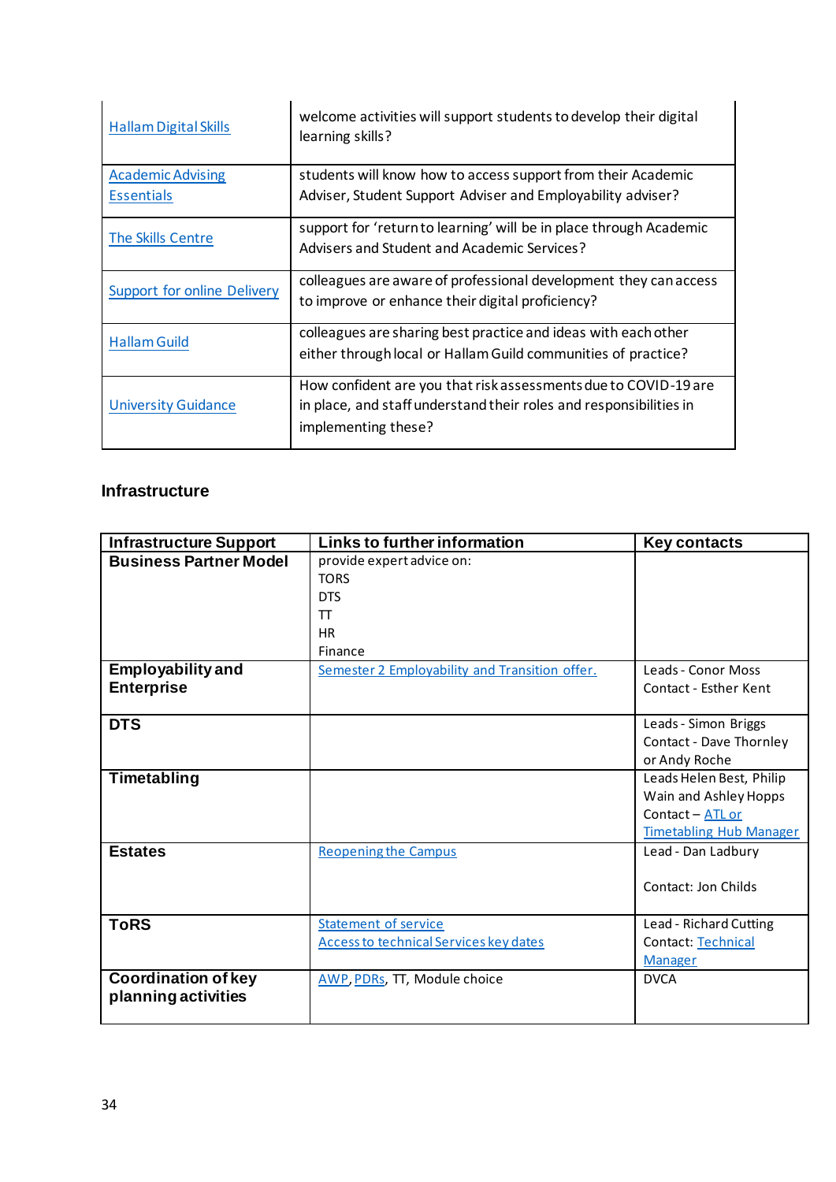| | |
|---|---|
| Hallam Digital Skills | welcome activities will support students to develop their digital learning skills? |
| Academic Advising Essentials | students will know how to access support from their Academic Adviser, Student Support Adviser and Employability adviser? |
| The Skills Centre | support for 'return to learning' will be in place through Academic Advisers and Student and Academic Services? |
| Support for online Delivery | colleagues are aware of professional development they can access to improve or enhance their digital proficiency? |
| Hallam Guild | colleagues are sharing best practice and ideas with each other either through local or Hallam Guild communities of practice? |
| University Guidance | How confident are you that risk assessments due to COVID-19 are in place, and staff understand their roles and responsibilities in implementing these? |

## Infrastructure

| Infrastructure Support | Links to further information | Key contacts |
|---|---|---|
| **Business Partner Model** | provide expert advice on:<br>TORS<br>DTS<br>TT<br>HR<br>Finance | |
| **Employability and Enterprise** | Semester 2 Employability and Transition offer. | Leads - Conor Moss<br>Contact - Esther Kent |
| **DTS** | | Leads - Simon Briggs<br>Contact - Dave Thornley or Andy Roche |
| **Timetabling** | | Leads Helen Best, Philip Wain and Ashley Hopps<br>Contact – ATL or Timetabling Hub Manager |
| **Estates** | Reopening the Campus | Lead - Dan Ladbury<br><br>Contact: Jon Childs |
| **ToRS** | Statement of service<br>Access to technical Services key dates | Lead - Richard Cutting<br>Contact: Technical Manager |
| **Coordination of key planning activities** | AWP, PDRs, TT, Module choice | DVCA |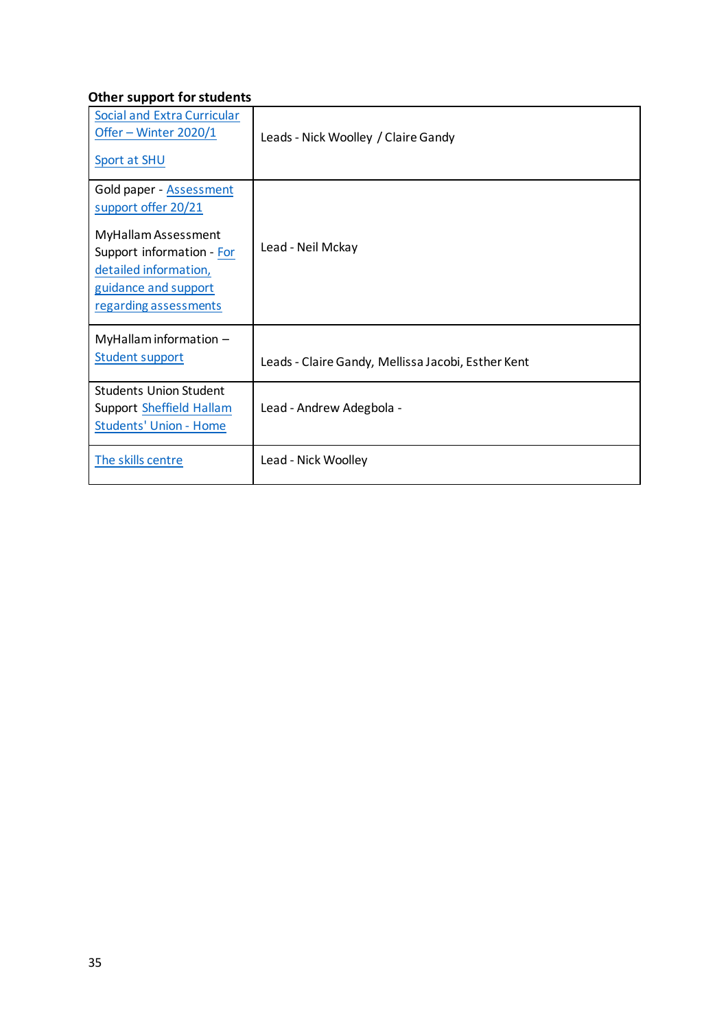**Other support for students**

| | |
|---|---|
| Social and Extra Curricular Offer – Winter 2020/1<br><br>Sport at SHU | Leads - Nick Woolley / Claire Gandy |
| Gold paper - Assessment support offer 20/21<br><br>MyHallam Assessment Support information - For detailed information, guidance and support regarding assessments | Lead - Neil Mckay |
| MyHallam information – Student support | Leads - Claire Gandy, Mellissa Jacobi, Esther Kent |
| Students Union Student Support Sheffield Hallam Students' Union - Home | Lead - Andrew Adegbola - |
| The skills centre | Lead - Nick Woolley |